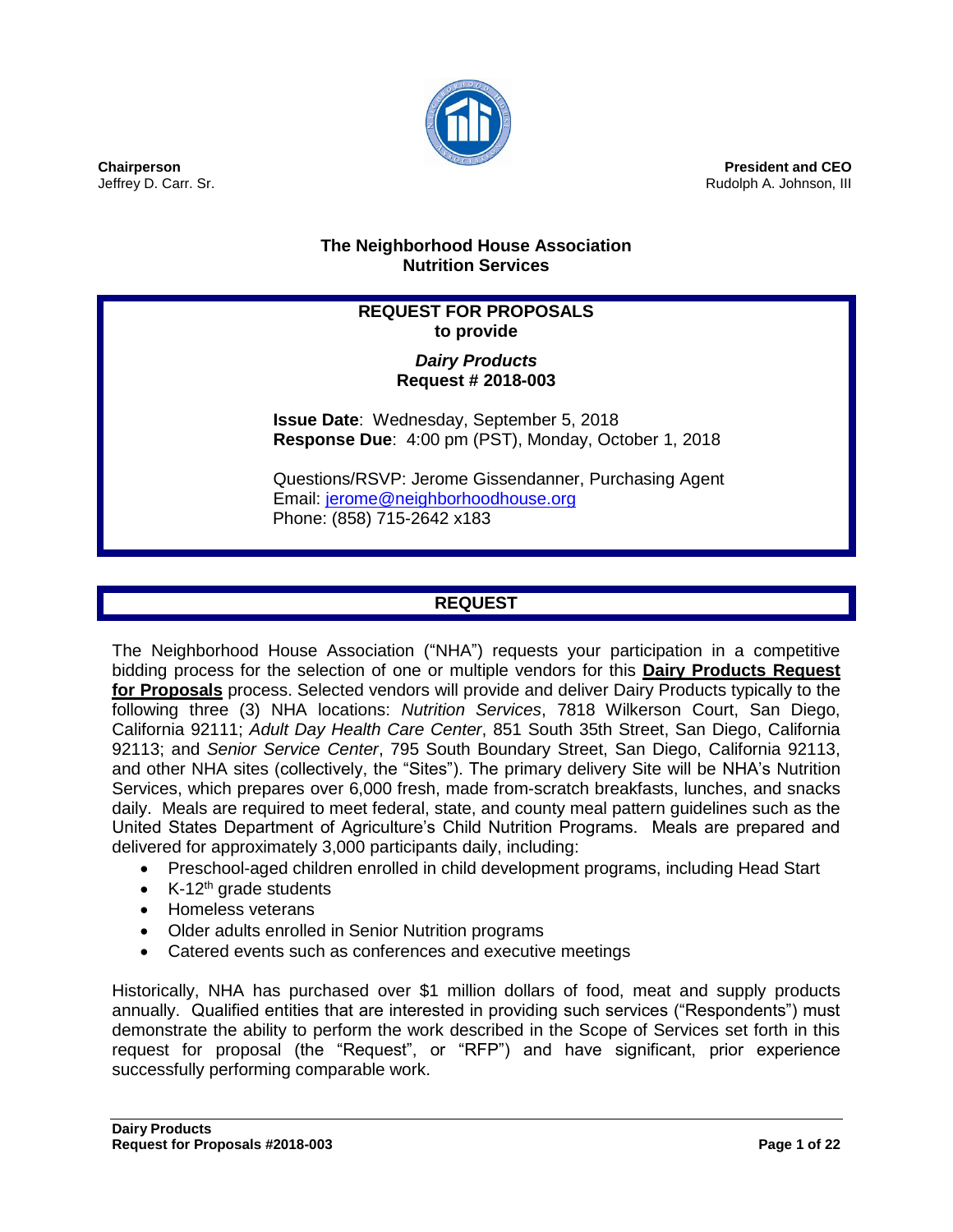**Chairperson**
Jeffrey D. Carr. Sr.

**President and CEO**
Rudolph A. Johnson, III

**The Neighborhood House Association**
**Nutrition Services**

**REQUEST FOR PROPOSALS**
**to provide**

***Dairy Products***
**Request # 2018-003**

**Issue Date**: Wednesday, September 5, 2018
**Response Due**: 4:00 pm (PST), Monday, October 1, 2018

Questions/RSVP: Jerome Gissendanner, Purchasing Agent
Email: jerome@neighborhoodhouse.org
Phone: (858) 715-2642 x183

## REQUEST

The Neighborhood House Association ("NHA") requests your participation in a competitive bidding process for the selection of one or multiple vendors for this **Dairy Products Request for Proposals** process. Selected vendors will provide and deliver Dairy Products typically to the following three (3) NHA locations: *Nutrition Services*, 7818 Wilkerson Court, San Diego, California 92111; *Adult Day Health Care Center*, 851 South 35th Street, San Diego, California 92113; and *Senior Service Center*, 795 South Boundary Street, San Diego, California 92113, and other NHA sites (collectively, the "Sites"). The primary delivery Site will be NHA's Nutrition Services, which prepares over 6,000 fresh, made from-scratch breakfasts, lunches, and snacks daily. Meals are required to meet federal, state, and county meal pattern guidelines such as the United States Department of Agriculture's Child Nutrition Programs. Meals are prepared and delivered for approximately 3,000 participants daily, including:

- Preschool-aged children enrolled in child development programs, including Head Start
- K-12th grade students
- Homeless veterans
- Older adults enrolled in Senior Nutrition programs
- Catered events such as conferences and executive meetings

Historically, NHA has purchased over $1 million dollars of food, meat and supply products annually. Qualified entities that are interested in providing such services ("Respondents") must demonstrate the ability to perform the work described in the Scope of Services set forth in this request for proposal (the "Request", or "RFP") and have significant, prior experience successfully performing comparable work.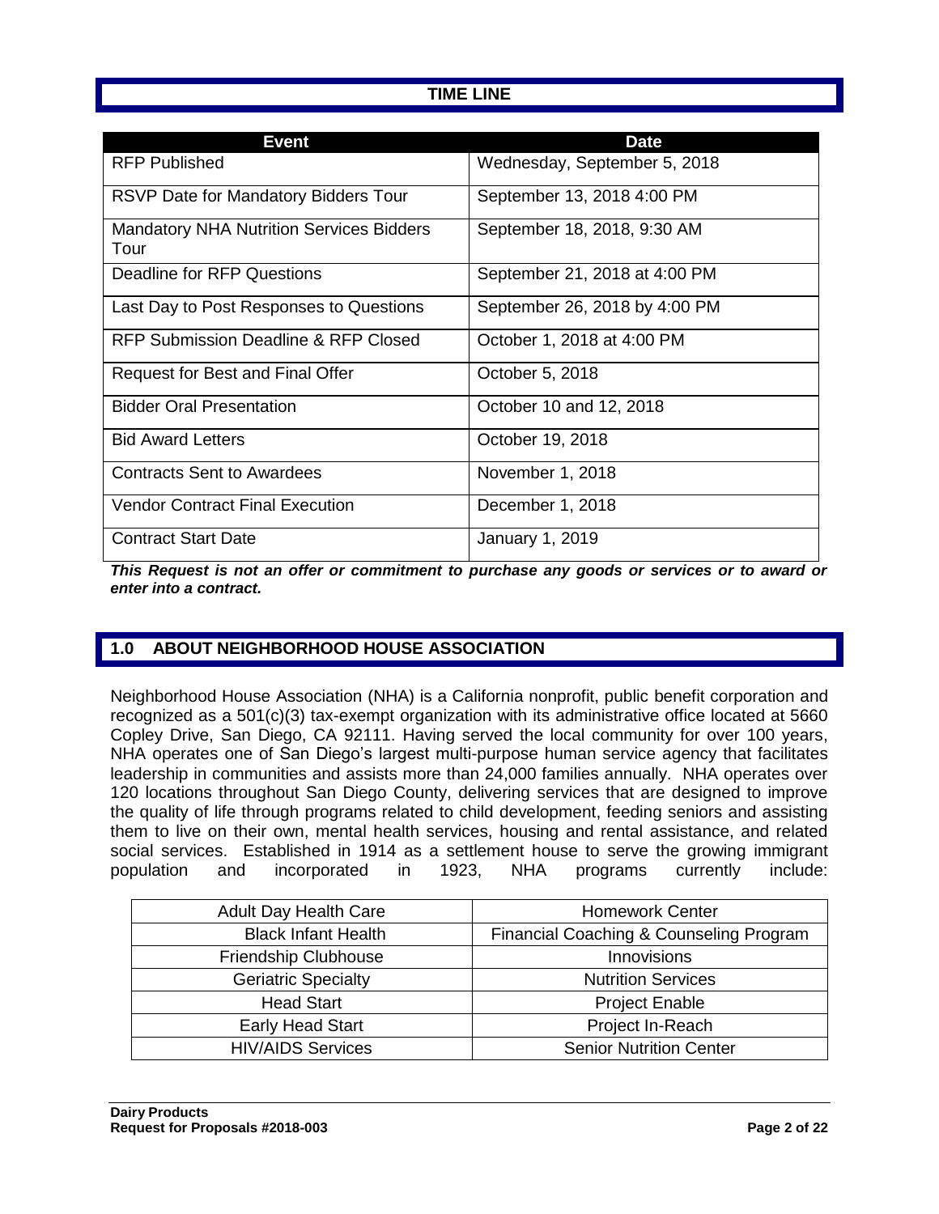## TIME LINE

| Event | Date |
|---|---|
| RFP Published | Wednesday, September 5, 2018 |
| RSVP Date for Mandatory Bidders Tour | September 13, 2018 4:00 PM |
| Mandatory NHA Nutrition Services Bidders Tour | September 18, 2018, 9:30 AM |
| Deadline for RFP Questions | September 21, 2018 at 4:00 PM |
| Last Day to Post Responses to Questions | September 26, 2018 by 4:00 PM |
| RFP Submission Deadline & RFP Closed | October 1, 2018 at 4:00 PM |
| Request for Best and Final Offer | October 5, 2018 |
| Bidder Oral Presentation | October 10 and 12, 2018 |
| Bid Award Letters | October 19, 2018 |
| Contracts Sent to Awardees | November 1, 2018 |
| Vendor Contract Final Execution | December 1, 2018 |
| Contract Start Date | January 1, 2019 |

***This Request is not an offer or commitment to purchase any goods or services or to award or enter into a contract.***

## 1.0 ABOUT NEIGHBORHOOD HOUSE ASSOCIATION

Neighborhood House Association (NHA) is a California nonprofit, public benefit corporation and recognized as a 501(c)(3) tax-exempt organization with its administrative office located at 5660 Copley Drive, San Diego, CA 92111. Having served the local community for over 100 years, NHA operates one of San Diego's largest multi-purpose human service agency that facilitates leadership in communities and assists more than 24,000 families annually. NHA operates over 120 locations throughout San Diego County, delivering services that are designed to improve the quality of life through programs related to child development, feeding seniors and assisting them to live on their own, mental health services, housing and rental assistance, and related social services. Established in 1914 as a settlement house to serve the growing immigrant population and incorporated in 1923, NHA programs currently include:

| | |
|---|---|
| Adult Day Health Care | Homework Center |
| Black Infant Health | Financial Coaching & Counseling Program |
| Friendship Clubhouse | Innovisions |
| Geriatric Specialty | Nutrition Services |
| Head Start | Project Enable |
| Early Head Start | Project In-Reach |
| HIV/AIDS Services | Senior Nutrition Center |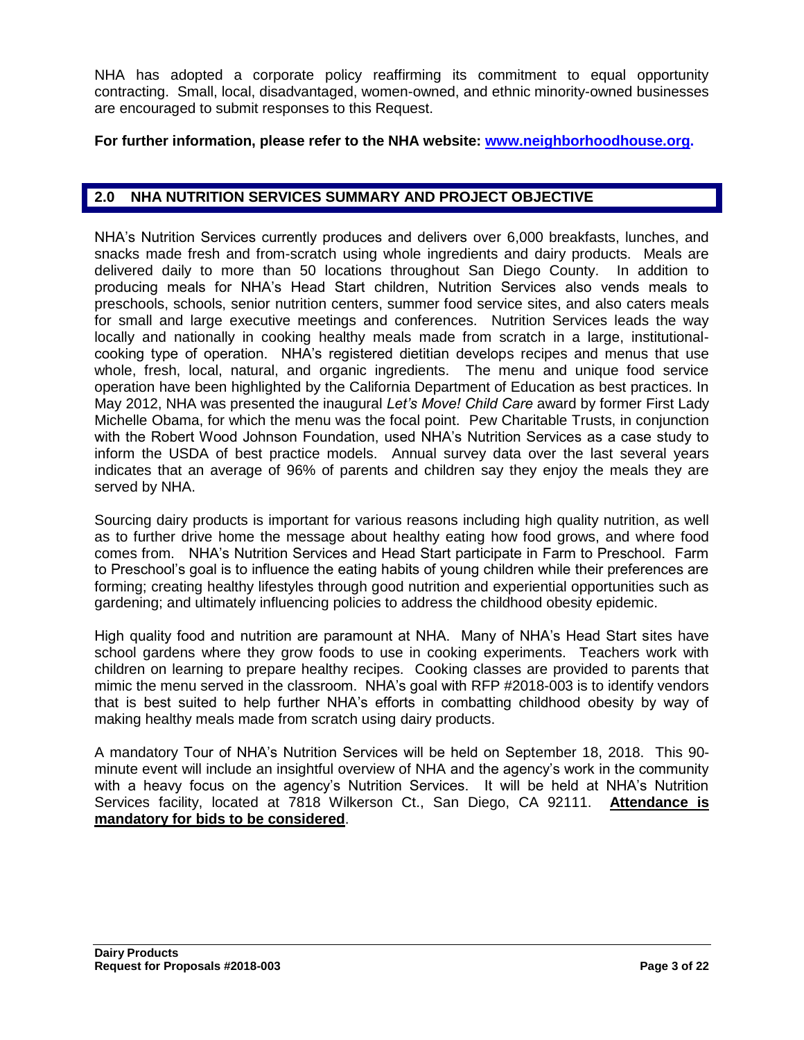NHA has adopted a corporate policy reaffirming its commitment to equal opportunity contracting. Small, local, disadvantaged, women-owned, and ethnic minority-owned businesses are encouraged to submit responses to this Request.

**For further information, please refer to the NHA website: [www.neighborhoodhouse.org](http://www.neighborhoodhouse.org).**

## 2.0 NHA NUTRITION SERVICES SUMMARY AND PROJECT OBJECTIVE

NHA's Nutrition Services currently produces and delivers over 6,000 breakfasts, lunches, and snacks made fresh and from-scratch using whole ingredients and dairy products. Meals are delivered daily to more than 50 locations throughout San Diego County. In addition to producing meals for NHA's Head Start children, Nutrition Services also vends meals to preschools, schools, senior nutrition centers, summer food service sites, and also caters meals for small and large executive meetings and conferences. Nutrition Services leads the way locally and nationally in cooking healthy meals made from scratch in a large, institutional-cooking type of operation. NHA's registered dietitian develops recipes and menus that use whole, fresh, local, natural, and organic ingredients. The menu and unique food service operation have been highlighted by the California Department of Education as best practices. In May 2012, NHA was presented the inaugural *Let's Move! Child Care* award by former First Lady Michelle Obama, for which the menu was the focal point. Pew Charitable Trusts, in conjunction with the Robert Wood Johnson Foundation, used NHA's Nutrition Services as a case study to inform the USDA of best practice models. Annual survey data over the last several years indicates that an average of 96% of parents and children say they enjoy the meals they are served by NHA.

Sourcing dairy products is important for various reasons including high quality nutrition, as well as to further drive home the message about healthy eating how food grows, and where food comes from. NHA's Nutrition Services and Head Start participate in Farm to Preschool. Farm to Preschool's goal is to influence the eating habits of young children while their preferences are forming; creating healthy lifestyles through good nutrition and experiential opportunities such as gardening; and ultimately influencing policies to address the childhood obesity epidemic.

High quality food and nutrition are paramount at NHA. Many of NHA's Head Start sites have school gardens where they grow foods to use in cooking experiments. Teachers work with children on learning to prepare healthy recipes. Cooking classes are provided to parents that mimic the menu served in the classroom. NHA's goal with RFP #2018-003 is to identify vendors that is best suited to help further NHA's efforts in combatting childhood obesity by way of making healthy meals made from scratch using dairy products.

A mandatory Tour of NHA's Nutrition Services will be held on September 18, 2018. This 90-minute event will include an insightful overview of NHA and the agency's work in the community with a heavy focus on the agency's Nutrition Services. It will be held at NHA's Nutrition Services facility, located at 7818 Wilkerson Ct., San Diego, CA 92111. **Attendance is mandatory for bids to be considered**.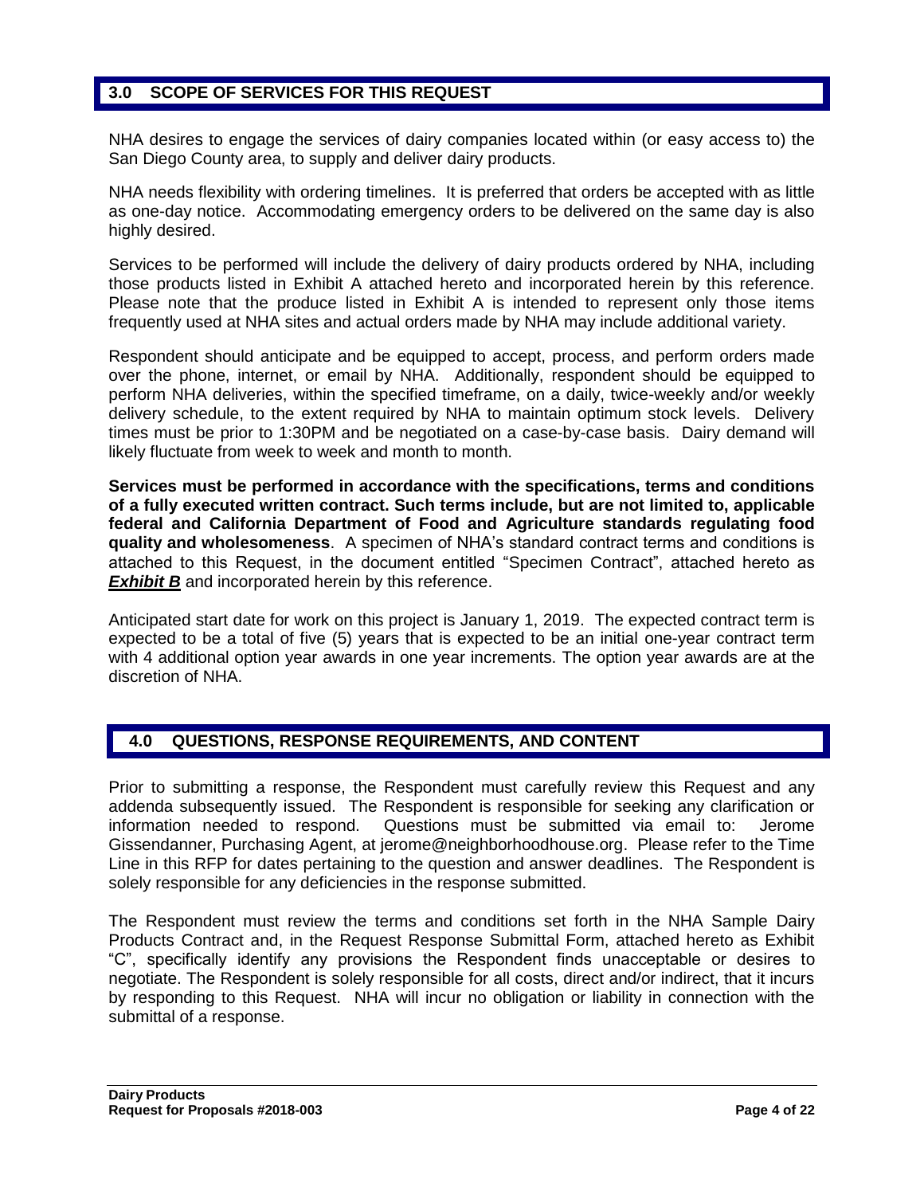## 3.0 SCOPE OF SERVICES FOR THIS REQUEST

NHA desires to engage the services of dairy companies located within (or easy access to) the San Diego County area, to supply and deliver dairy products.

NHA needs flexibility with ordering timelines. It is preferred that orders be accepted with as little as one-day notice. Accommodating emergency orders to be delivered on the same day is also highly desired.

Services to be performed will include the delivery of dairy products ordered by NHA, including those products listed in Exhibit A attached hereto and incorporated herein by this reference. Please note that the produce listed in Exhibit A is intended to represent only those items frequently used at NHA sites and actual orders made by NHA may include additional variety.

Respondent should anticipate and be equipped to accept, process, and perform orders made over the phone, internet, or email by NHA. Additionally, respondent should be equipped to perform NHA deliveries, within the specified timeframe, on a daily, twice-weekly and/or weekly delivery schedule, to the extent required by NHA to maintain optimum stock levels. Delivery times must be prior to 1:30PM and be negotiated on a case-by-case basis. Dairy demand will likely fluctuate from week to week and month to month.

**Services must be performed in accordance with the specifications, terms and conditions of a fully executed written contract. Such terms include, but are not limited to, applicable federal and California Department of Food and Agriculture standards regulating food quality and wholesomeness**. A specimen of NHA's standard contract terms and conditions is attached to this Request, in the document entitled "Specimen Contract", attached hereto as ***Exhibit B*** and incorporated herein by this reference.

Anticipated start date for work on this project is January 1, 2019. The expected contract term is expected to be a total of five (5) years that is expected to be an initial one-year contract term with 4 additional option year awards in one year increments. The option year awards are at the discretion of NHA.

## 4.0 QUESTIONS, RESPONSE REQUIREMENTS, AND CONTENT

Prior to submitting a response, the Respondent must carefully review this Request and any addenda subsequently issued. The Respondent is responsible for seeking any clarification or information needed to respond. Questions must be submitted via email to: Jerome Gissendanner, Purchasing Agent, at jerome@neighborhoodhouse.org. Please refer to the Time Line in this RFP for dates pertaining to the question and answer deadlines. The Respondent is solely responsible for any deficiencies in the response submitted.

The Respondent must review the terms and conditions set forth in the NHA Sample Dairy Products Contract and, in the Request Response Submittal Form, attached hereto as Exhibit "C", specifically identify any provisions the Respondent finds unacceptable or desires to negotiate. The Respondent is solely responsible for all costs, direct and/or indirect, that it incurs by responding to this Request. NHA will incur no obligation or liability in connection with the submittal of a response.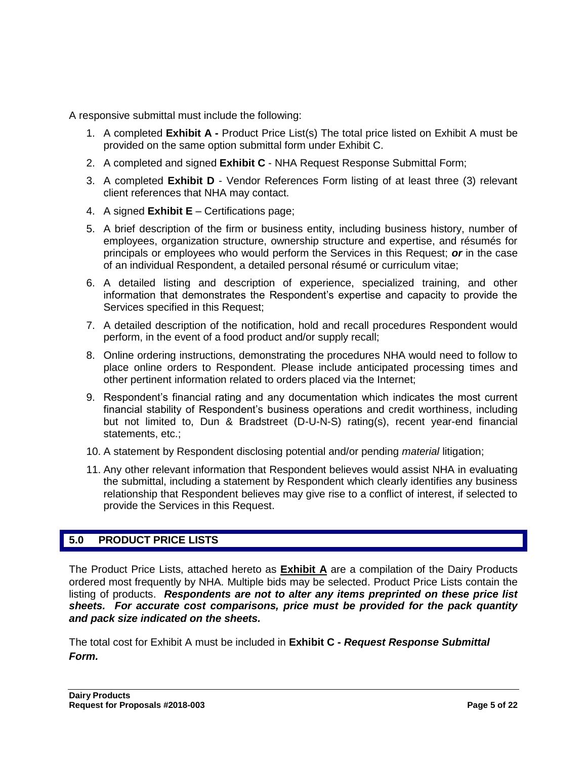A responsive submittal must include the following:

1. A completed **Exhibit A -** Product Price List(s) The total price listed on Exhibit A must be provided on the same option submittal form under Exhibit C.
2. A completed and signed **Exhibit C** - NHA Request Response Submittal Form;
3. A completed **Exhibit D** - Vendor References Form listing of at least three (3) relevant client references that NHA may contact.
4. A signed **Exhibit E** – Certifications page;
5. A brief description of the firm or business entity, including business history, number of employees, organization structure, ownership structure and expertise, and résumés for principals or employees who would perform the Services in this Request; ***or*** in the case of an individual Respondent, a detailed personal résumé or curriculum vitae;
6. A detailed listing and description of experience, specialized training, and other information that demonstrates the Respondent's expertise and capacity to provide the Services specified in this Request;
7. A detailed description of the notification, hold and recall procedures Respondent would perform, in the event of a food product and/or supply recall;
8. Online ordering instructions, demonstrating the procedures NHA would need to follow to place online orders to Respondent. Please include anticipated processing times and other pertinent information related to orders placed via the Internet;
9. Respondent's financial rating and any documentation which indicates the most current financial stability of Respondent's business operations and credit worthiness, including but not limited to, Dun & Bradstreet (D-U-N-S) rating(s), recent year-end financial statements, etc.;
10. A statement by Respondent disclosing potential and/or pending *material* litigation;
11. Any other relevant information that Respondent believes would assist NHA in evaluating the submittal, including a statement by Respondent which clearly identifies any business relationship that Respondent believes may give rise to a conflict of interest, if selected to provide the Services in this Request.

## 5.0 PRODUCT PRICE LISTS

The Product Price Lists, attached hereto as **Exhibit A** are a compilation of the Dairy Products ordered most frequently by NHA. Multiple bids may be selected. Product Price Lists contain the listing of products. ***Respondents are not to alter any items preprinted on these price list sheets. For accurate cost comparisons, price must be provided for the pack quantity and pack size indicated on the sheets.***

The total cost for Exhibit A must be included in **Exhibit C -** ***Request Response Submittal Form.***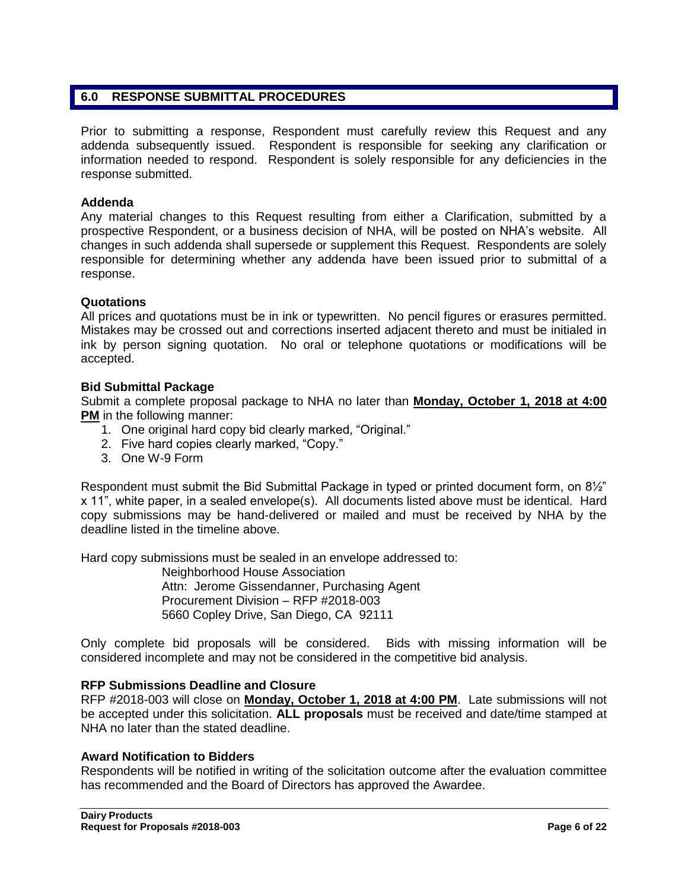## 6.0 RESPONSE SUBMITTAL PROCEDURES

Prior to submitting a response, Respondent must carefully review this Request and any addenda subsequently issued. Respondent is responsible for seeking any clarification or information needed to respond. Respondent is solely responsible for any deficiencies in the response submitted.

**Addenda**
Any material changes to this Request resulting from either a Clarification, submitted by a prospective Respondent, or a business decision of NHA, will be posted on NHA's website. All changes in such addenda shall supersede or supplement this Request. Respondents are solely responsible for determining whether any addenda have been issued prior to submittal of a response.

**Quotations**
All prices and quotations must be in ink or typewritten. No pencil figures or erasures permitted. Mistakes may be crossed out and corrections inserted adjacent thereto and must be initialed in ink by person signing quotation. No oral or telephone quotations or modifications will be accepted.

**Bid Submittal Package**
Submit a complete proposal package to NHA no later than **Monday, October 1, 2018 at 4:00 PM** in the following manner:

1. One original hard copy bid clearly marked, "Original."
2. Five hard copies clearly marked, "Copy."
3. One W-9 Form

Respondent must submit the Bid Submittal Package in typed or printed document form, on 8½" x 11", white paper, in a sealed envelope(s). All documents listed above must be identical. Hard copy submissions may be hand-delivered or mailed and must be received by NHA by the deadline listed in the timeline above.

Hard copy submissions must be sealed in an envelope addressed to:

Neighborhood House Association
Attn: Jerome Gissendanner, Purchasing Agent
Procurement Division – RFP #2018-003
5660 Copley Drive, San Diego, CA 92111

Only complete bid proposals will be considered. Bids with missing information will be considered incomplete and may not be considered in the competitive bid analysis.

**RFP Submissions Deadline and Closure**
RFP #2018-003 will close on **Monday, October 1, 2018 at 4:00 PM**. Late submissions will not be accepted under this solicitation. **ALL proposals** must be received and date/time stamped at NHA no later than the stated deadline.

**Award Notification to Bidders**
Respondents will be notified in writing of the solicitation outcome after the evaluation committee has recommended and the Board of Directors has approved the Awardee.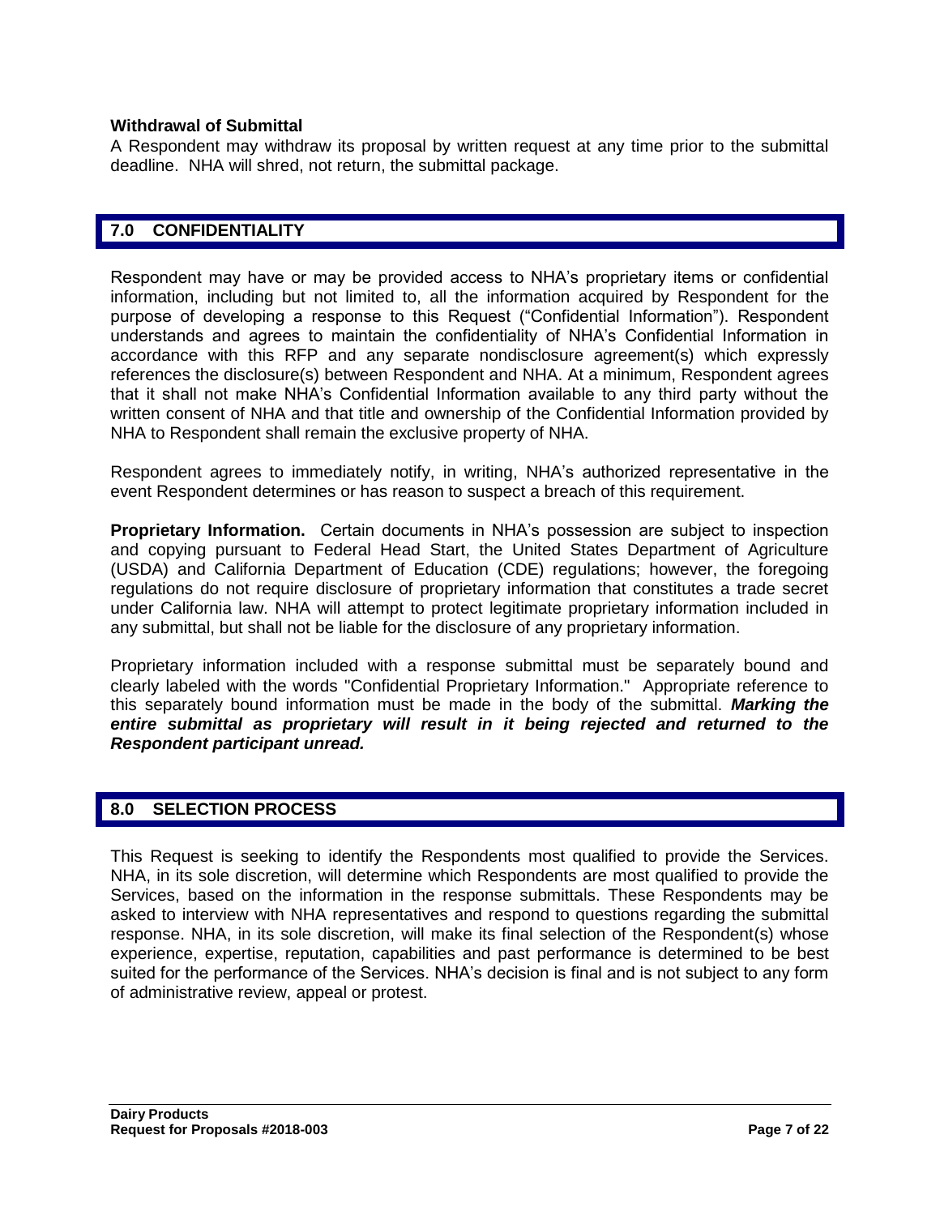**Withdrawal of Submittal**

A Respondent may withdraw its proposal by written request at any time prior to the submittal deadline. NHA will shred, not return, the submittal package.

## 7.0 CONFIDENTIALITY

Respondent may have or may be provided access to NHA's proprietary items or confidential information, including but not limited to, all the information acquired by Respondent for the purpose of developing a response to this Request ("Confidential Information"). Respondent understands and agrees to maintain the confidentiality of NHA's Confidential Information in accordance with this RFP and any separate nondisclosure agreement(s) which expressly references the disclosure(s) between Respondent and NHA. At a minimum, Respondent agrees that it shall not make NHA's Confidential Information available to any third party without the written consent of NHA and that title and ownership of the Confidential Information provided by NHA to Respondent shall remain the exclusive property of NHA.

Respondent agrees to immediately notify, in writing, NHA's authorized representative in the event Respondent determines or has reason to suspect a breach of this requirement.

**Proprietary Information.** Certain documents in NHA's possession are subject to inspection and copying pursuant to Federal Head Start, the United States Department of Agriculture (USDA) and California Department of Education (CDE) regulations; however, the foregoing regulations do not require disclosure of proprietary information that constitutes a trade secret under California law. NHA will attempt to protect legitimate proprietary information included in any submittal, but shall not be liable for the disclosure of any proprietary information.

Proprietary information included with a response submittal must be separately bound and clearly labeled with the words "Confidential Proprietary Information." Appropriate reference to this separately bound information must be made in the body of the submittal. ***Marking the entire submittal as proprietary will result in it being rejected and returned to the Respondent participant unread.***

## 8.0 SELECTION PROCESS

This Request is seeking to identify the Respondents most qualified to provide the Services. NHA, in its sole discretion, will determine which Respondents are most qualified to provide the Services, based on the information in the response submittals. These Respondents may be asked to interview with NHA representatives and respond to questions regarding the submittal response. NHA, in its sole discretion, will make its final selection of the Respondent(s) whose experience, expertise, reputation, capabilities and past performance is determined to be best suited for the performance of the Services. NHA's decision is final and is not subject to any form of administrative review, appeal or protest.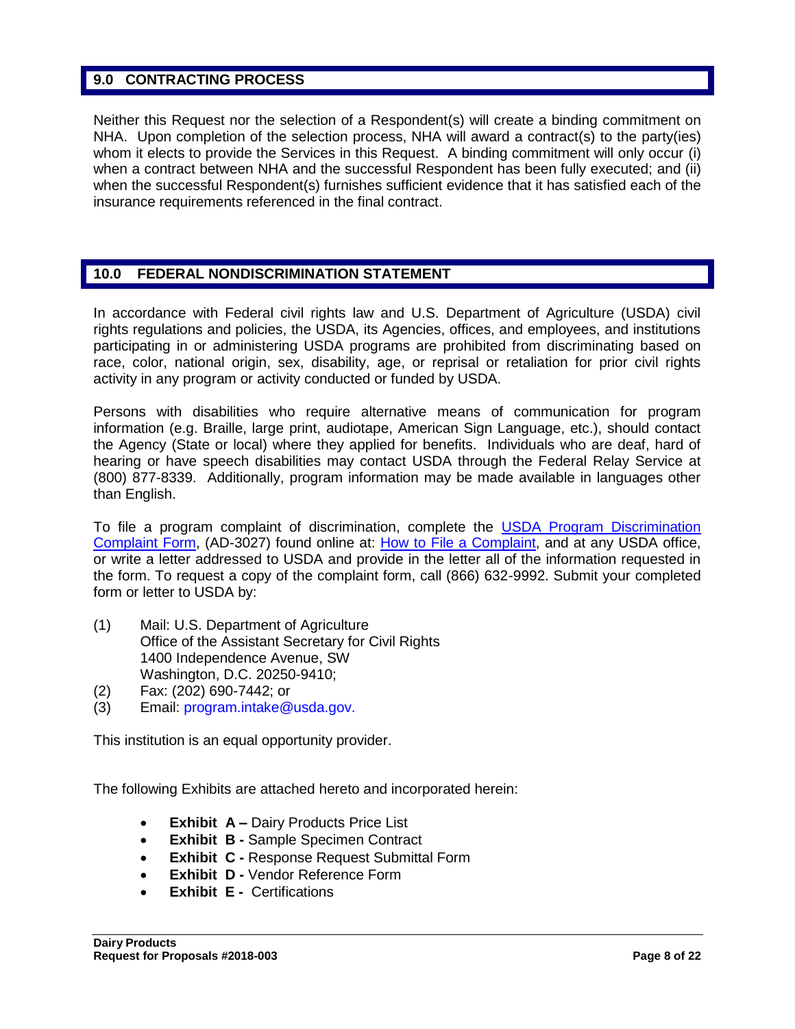## 9.0 CONTRACTING PROCESS

Neither this Request nor the selection of a Respondent(s) will create a binding commitment on NHA. Upon completion of the selection process, NHA will award a contract(s) to the party(ies) whom it elects to provide the Services in this Request. A binding commitment will only occur (i) when a contract between NHA and the successful Respondent has been fully executed; and (ii) when the successful Respondent(s) furnishes sufficient evidence that it has satisfied each of the insurance requirements referenced in the final contract.

## 10.0 FEDERAL NONDISCRIMINATION STATEMENT

In accordance with Federal civil rights law and U.S. Department of Agriculture (USDA) civil rights regulations and policies, the USDA, its Agencies, offices, and employees, and institutions participating in or administering USDA programs are prohibited from discriminating based on race, color, national origin, sex, disability, age, or reprisal or retaliation for prior civil rights activity in any program or activity conducted or funded by USDA.

Persons with disabilities who require alternative means of communication for program information (e.g. Braille, large print, audiotape, American Sign Language, etc.), should contact the Agency (State or local) where they applied for benefits. Individuals who are deaf, hard of hearing or have speech disabilities may contact USDA through the Federal Relay Service at (800) 877-8339. Additionally, program information may be made available in languages other than English.

To file a program complaint of discrimination, complete the USDA Program Discrimination Complaint Form, (AD-3027) found online at: How to File a Complaint, and at any USDA office, or write a letter addressed to USDA and provide in the letter all of the information requested in the form. To request a copy of the complaint form, call (866) 632-9992. Submit your completed form or letter to USDA by:

(1) Mail: U.S. Department of Agriculture
Office of the Assistant Secretary for Civil Rights
1400 Independence Avenue, SW
Washington, D.C. 20250-9410;

(2) Fax: (202) 690-7442; or

(3) Email: program.intake@usda.gov.

This institution is an equal opportunity provider.

The following Exhibits are attached hereto and incorporated herein:

- **Exhibit A –** Dairy Products Price List
- **Exhibit B -** Sample Specimen Contract
- **Exhibit C -** Response Request Submittal Form
- **Exhibit D -** Vendor Reference Form
- **Exhibit E -** Certifications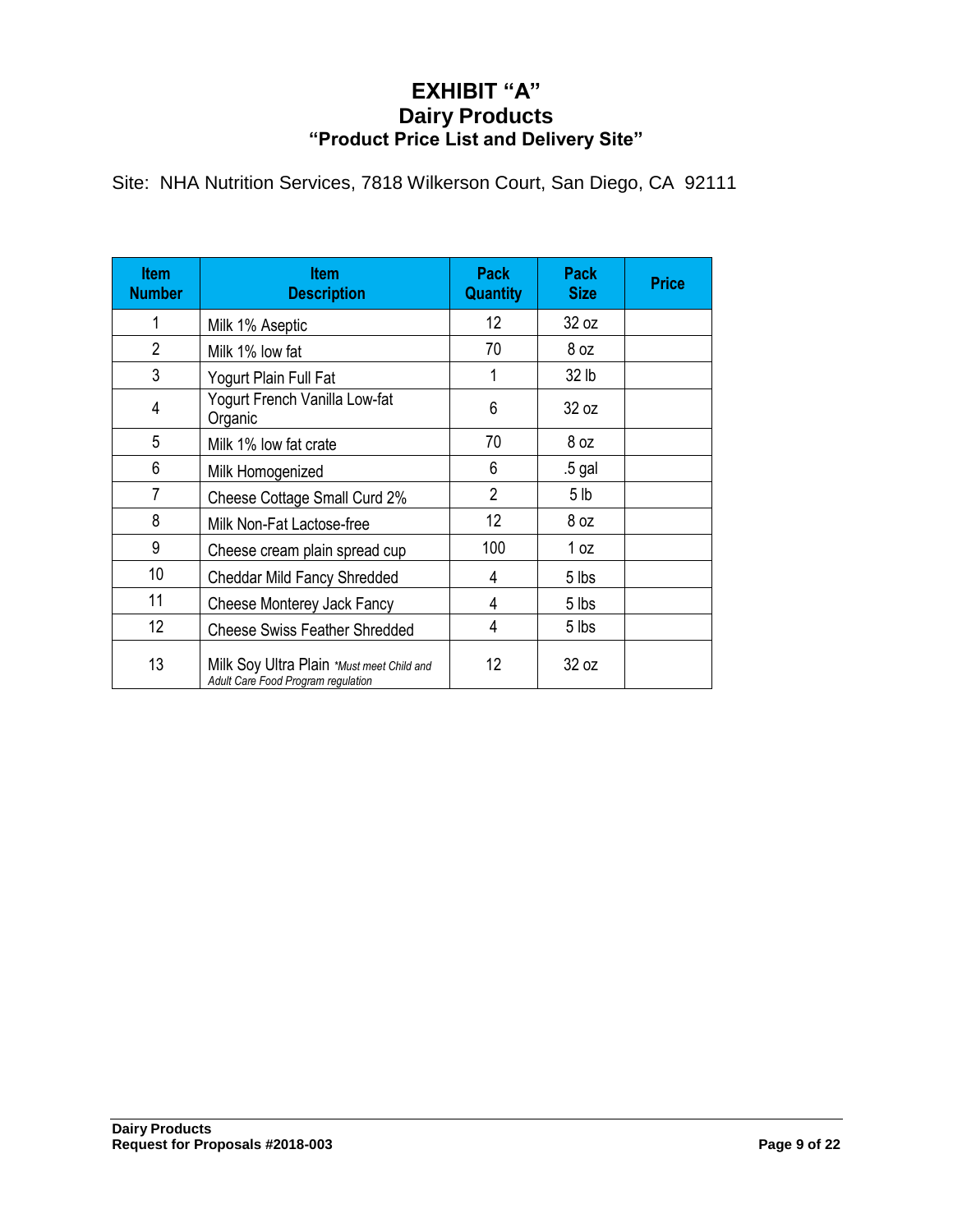# EXHIBIT "A"
# Dairy Products
## "Product Price List and Delivery Site"

Site: NHA Nutrition Services, 7818 Wilkerson Court, San Diego, CA 92111

| Item Number | Item Description | Pack Quantity | Pack Size | Price |
|---|---|---|---|---|
| 1 | Milk 1% Aseptic | 12 | 32 oz | |
| 2 | Milk 1% low fat | 70 | 8 oz | |
| 3 | Yogurt Plain Full Fat | 1 | 32 lb | |
| 4 | Yogurt French Vanilla Low-fat Organic | 6 | 32 oz | |
| 5 | Milk 1% low fat crate | 70 | 8 oz | |
| 6 | Milk Homogenized | 6 | .5 gal | |
| 7 | Cheese Cottage Small Curd 2% | 2 | 5 lb | |
| 8 | Milk Non-Fat Lactose-free | 12 | 8 oz | |
| 9 | Cheese cream plain spread cup | 100 | 1 oz | |
| 10 | Cheddar Mild Fancy Shredded | 4 | 5 lbs | |
| 11 | Cheese Monterey Jack Fancy | 4 | 5 lbs | |
| 12 | Cheese Swiss Feather Shredded | 4 | 5 lbs | |
| 13 | Milk Soy Ultra Plain *\*Must meet Child and Adult Care Food Program regulation* | 12 | 32 oz | |

**Dairy Products**
**Request for Proposals #2018-003**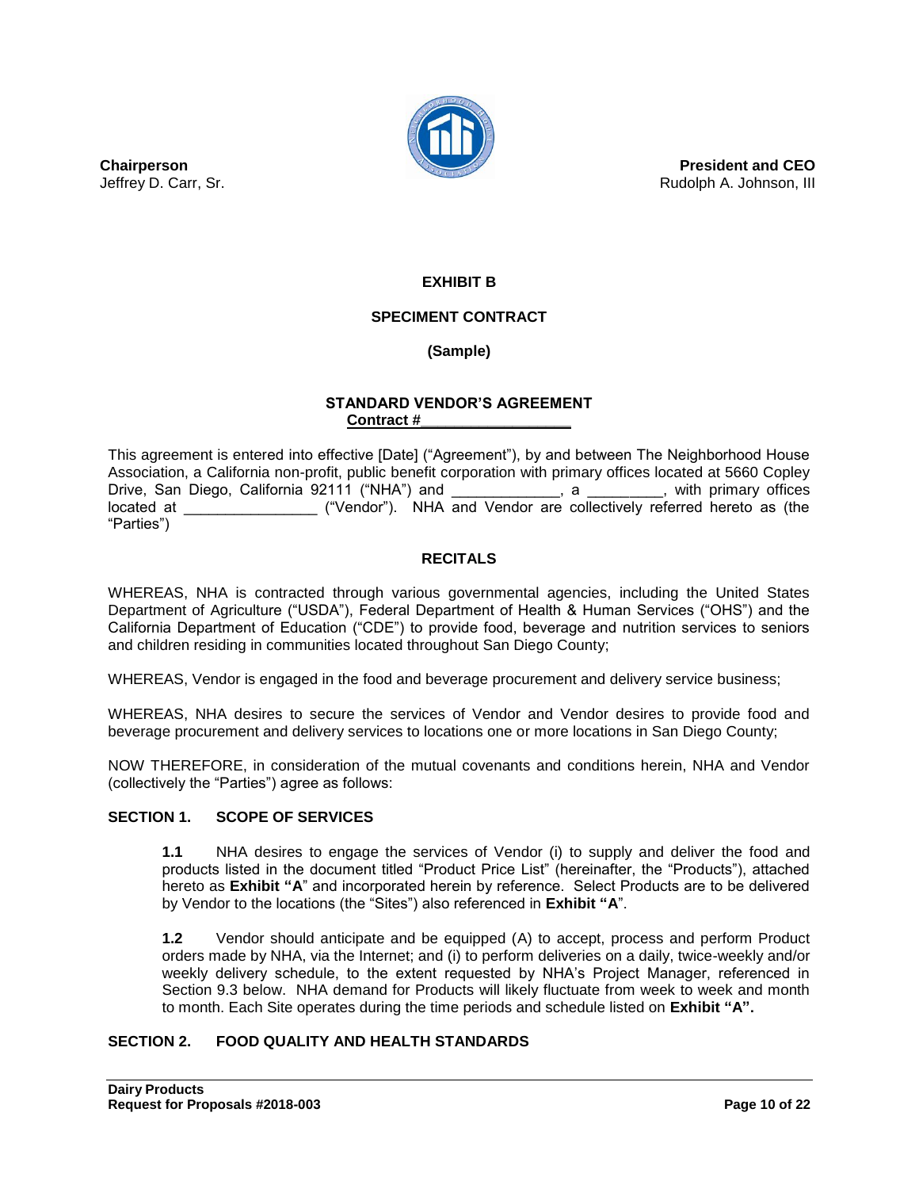**Chairperson**
Jeffrey D. Carr, Sr.

**President and CEO**
Rudolph A. Johnson, III

## EXHIBIT B

## SPECIMENT CONTRACT

## (Sample)

### STANDARD VENDOR'S AGREEMENT

**Contract #\_\_\_\_\_\_\_\_\_\_\_\_\_\_\_\_\_\_**

This agreement is entered into effective [Date] ("Agreement"), by and between The Neighborhood House Association, a California non-profit, public benefit corporation with primary offices located at 5660 Copley Drive, San Diego, California 92111 ("NHA") and \_\_\_\_\_\_\_\_\_\_\_\_\_, a \_\_\_\_\_\_\_\_\_, with primary offices located at \_\_\_\_\_\_\_\_\_\_\_\_\_\_\_\_ ("Vendor"). NHA and Vendor are collectively referred hereto as (the "Parties")

### RECITALS

WHEREAS, NHA is contracted through various governmental agencies, including the United States Department of Agriculture ("USDA"), Federal Department of Health & Human Services ("OHS") and the California Department of Education ("CDE") to provide food, beverage and nutrition services to seniors and children residing in communities located throughout San Diego County;

WHEREAS, Vendor is engaged in the food and beverage procurement and delivery service business;

WHEREAS, NHA desires to secure the services of Vendor and Vendor desires to provide food and beverage procurement and delivery services to locations one or more locations in San Diego County;

NOW THEREFORE, in consideration of the mutual covenants and conditions herein, NHA and Vendor (collectively the "Parties") agree as follows:

### SECTION 1. SCOPE OF SERVICES

**1.1** NHA desires to engage the services of Vendor (i) to supply and deliver the food and products listed in the document titled "Product Price List" (hereinafter, the "Products"), attached hereto as **Exhibit "A**" and incorporated herein by reference. Select Products are to be delivered by Vendor to the locations (the "Sites") also referenced in **Exhibit "A**".

**1.2** Vendor should anticipate and be equipped (A) to accept, process and perform Product orders made by NHA, via the Internet; and (i) to perform deliveries on a daily, twice-weekly and/or weekly delivery schedule, to the extent requested by NHA's Project Manager, referenced in Section 9.3 below. NHA demand for Products will likely fluctuate from week to week and month to month. Each Site operates during the time periods and schedule listed on **Exhibit "A".**

### SECTION 2. FOOD QUALITY AND HEALTH STANDARDS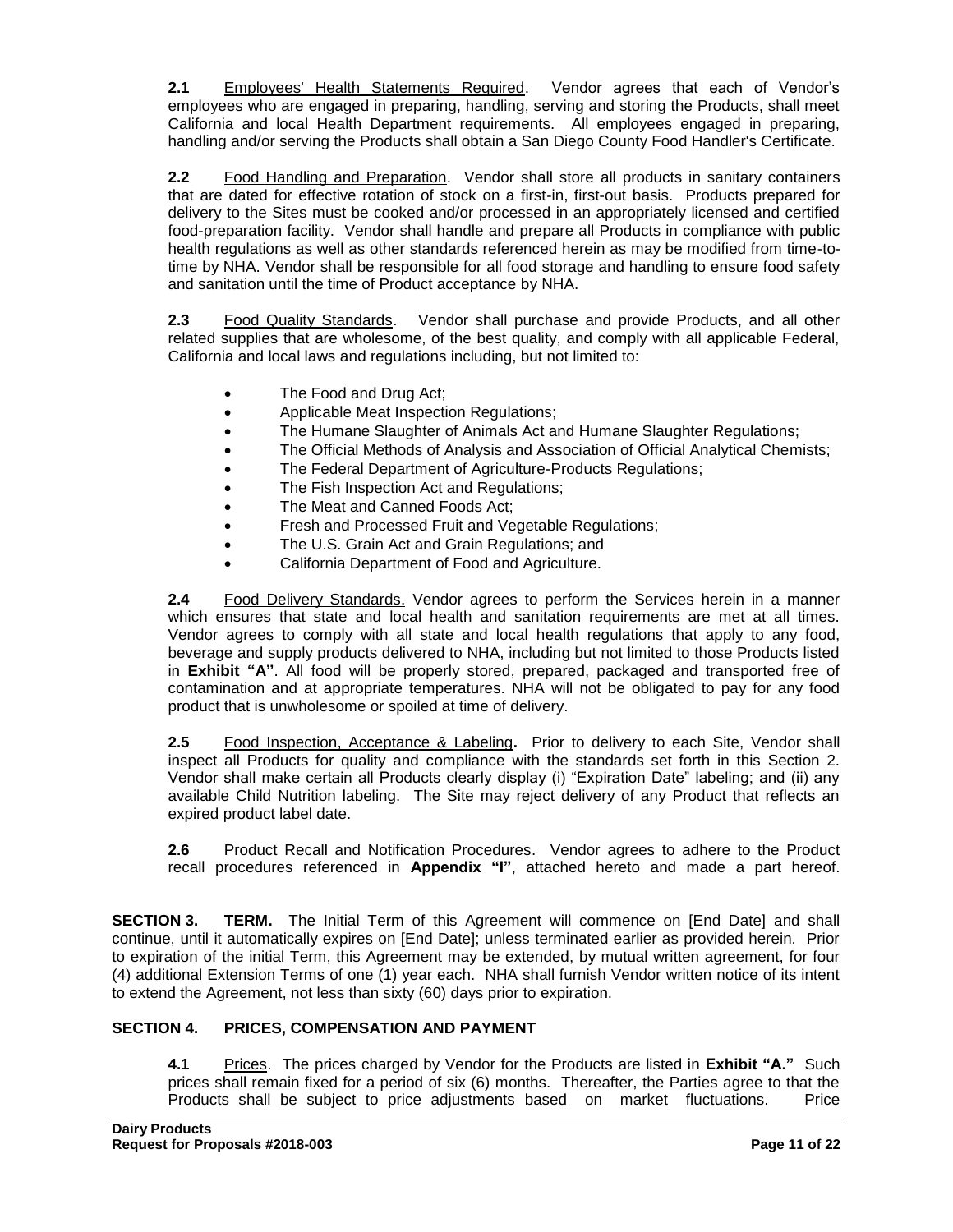**2.1** Employees' Health Statements Required. Vendor agrees that each of Vendor's employees who are engaged in preparing, handling, serving and storing the Products, shall meet California and local Health Department requirements. All employees engaged in preparing, handling and/or serving the Products shall obtain a San Diego County Food Handler's Certificate.

**2.2** Food Handling and Preparation. Vendor shall store all products in sanitary containers that are dated for effective rotation of stock on a first-in, first-out basis. Products prepared for delivery to the Sites must be cooked and/or processed in an appropriately licensed and certified food-preparation facility. Vendor shall handle and prepare all Products in compliance with public health regulations as well as other standards referenced herein as may be modified from time-to-time by NHA. Vendor shall be responsible for all food storage and handling to ensure food safety and sanitation until the time of Product acceptance by NHA.

**2.3** Food Quality Standards. Vendor shall purchase and provide Products, and all other related supplies that are wholesome, of the best quality, and comply with all applicable Federal, California and local laws and regulations including, but not limited to:

- The Food and Drug Act;
- Applicable Meat Inspection Regulations;
- The Humane Slaughter of Animals Act and Humane Slaughter Regulations;
- The Official Methods of Analysis and Association of Official Analytical Chemists;
- The Federal Department of Agriculture-Products Regulations;
- The Fish Inspection Act and Regulations;
- The Meat and Canned Foods Act;
- Fresh and Processed Fruit and Vegetable Regulations;
- The U.S. Grain Act and Grain Regulations; and
- California Department of Food and Agriculture.

**2.4** Food Delivery Standards. Vendor agrees to perform the Services herein in a manner which ensures that state and local health and sanitation requirements are met at all times. Vendor agrees to comply with all state and local health regulations that apply to any food, beverage and supply products delivered to NHA, including but not limited to those Products listed in **Exhibit "A"**. All food will be properly stored, prepared, packaged and transported free of contamination and at appropriate temperatures. NHA will not be obligated to pay for any food product that is unwholesome or spoiled at time of delivery.

**2.5** Food Inspection, Acceptance & Labeling**.** Prior to delivery to each Site, Vendor shall inspect all Products for quality and compliance with the standards set forth in this Section 2. Vendor shall make certain all Products clearly display (i) "Expiration Date" labeling; and (ii) any available Child Nutrition labeling. The Site may reject delivery of any Product that reflects an expired product label date.

**2.6** Product Recall and Notification Procedures. Vendor agrees to adhere to the Product recall procedures referenced in **Appendix "I"**, attached hereto and made a part hereof.

**SECTION 3. TERM.** The Initial Term of this Agreement will commence on [End Date] and shall continue, until it automatically expires on [End Date]; unless terminated earlier as provided herein. Prior to expiration of the initial Term, this Agreement may be extended, by mutual written agreement, for four (4) additional Extension Terms of one (1) year each. NHA shall furnish Vendor written notice of its intent to extend the Agreement, not less than sixty (60) days prior to expiration.

**SECTION 4. PRICES, COMPENSATION AND PAYMENT**

**4.1** Prices. The prices charged by Vendor for the Products are listed in **Exhibit "A."** Such prices shall remain fixed for a period of six (6) months. Thereafter, the Parties agree to that the Products shall be subject to price adjustments based on market fluctuations. Price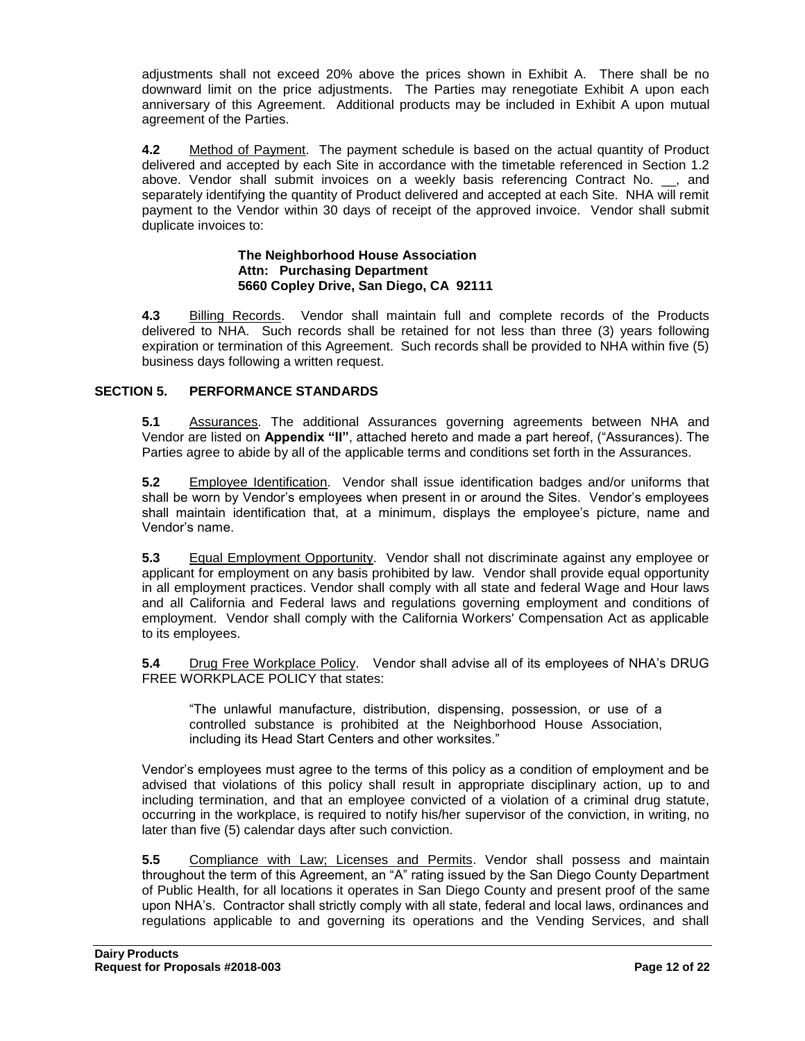adjustments shall not exceed 20% above the prices shown in Exhibit A. There shall be no downward limit on the price adjustments. The Parties may renegotiate Exhibit A upon each anniversary of this Agreement. Additional products may be included in Exhibit A upon mutual agreement of the Parties.

**4.2** Method of Payment. The payment schedule is based on the actual quantity of Product delivered and accepted by each Site in accordance with the timetable referenced in Section 1.2 above. Vendor shall submit invoices on a weekly basis referencing Contract No. __, and separately identifying the quantity of Product delivered and accepted at each Site. NHA will remit payment to the Vendor within 30 days of receipt of the approved invoice. Vendor shall submit duplicate invoices to:

> **The Neighborhood House Association**
> **Attn: Purchasing Department**
> **5660 Copley Drive, San Diego, CA 92111**

**4.3** Billing Records. Vendor shall maintain full and complete records of the Products delivered to NHA. Such records shall be retained for not less than three (3) years following expiration or termination of this Agreement. Such records shall be provided to NHA within five (5) business days following a written request.

## SECTION 5. PERFORMANCE STANDARDS

**5.1** Assurances. The additional Assurances governing agreements between NHA and Vendor are listed on **Appendix "II"**, attached hereto and made a part hereof, ("Assurances). The Parties agree to abide by all of the applicable terms and conditions set forth in the Assurances.

**5.2** Employee Identification. Vendor shall issue identification badges and/or uniforms that shall be worn by Vendor's employees when present in or around the Sites. Vendor's employees shall maintain identification that, at a minimum, displays the employee's picture, name and Vendor's name.

**5.3** Equal Employment Opportunity. Vendor shall not discriminate against any employee or applicant for employment on any basis prohibited by law. Vendor shall provide equal opportunity in all employment practices. Vendor shall comply with all state and federal Wage and Hour laws and all California and Federal laws and regulations governing employment and conditions of employment. Vendor shall comply with the California Workers' Compensation Act as applicable to its employees.

**5.4** Drug Free Workplace Policy. Vendor shall advise all of its employees of NHA's DRUG FREE WORKPLACE POLICY that states:

> "The unlawful manufacture, distribution, dispensing, possession, or use of a controlled substance is prohibited at the Neighborhood House Association, including its Head Start Centers and other worksites."

Vendor's employees must agree to the terms of this policy as a condition of employment and be advised that violations of this policy shall result in appropriate disciplinary action, up to and including termination, and that an employee convicted of a violation of a criminal drug statute, occurring in the workplace, is required to notify his/her supervisor of the conviction, in writing, no later than five (5) calendar days after such conviction.

**5.5** Compliance with Law; Licenses and Permits. Vendor shall possess and maintain throughout the term of this Agreement, an "A" rating issued by the San Diego County Department of Public Health, for all locations it operates in San Diego County and present proof of the same upon NHA's. Contractor shall strictly comply with all state, federal and local laws, ordinances and regulations applicable to and governing its operations and the Vending Services, and shall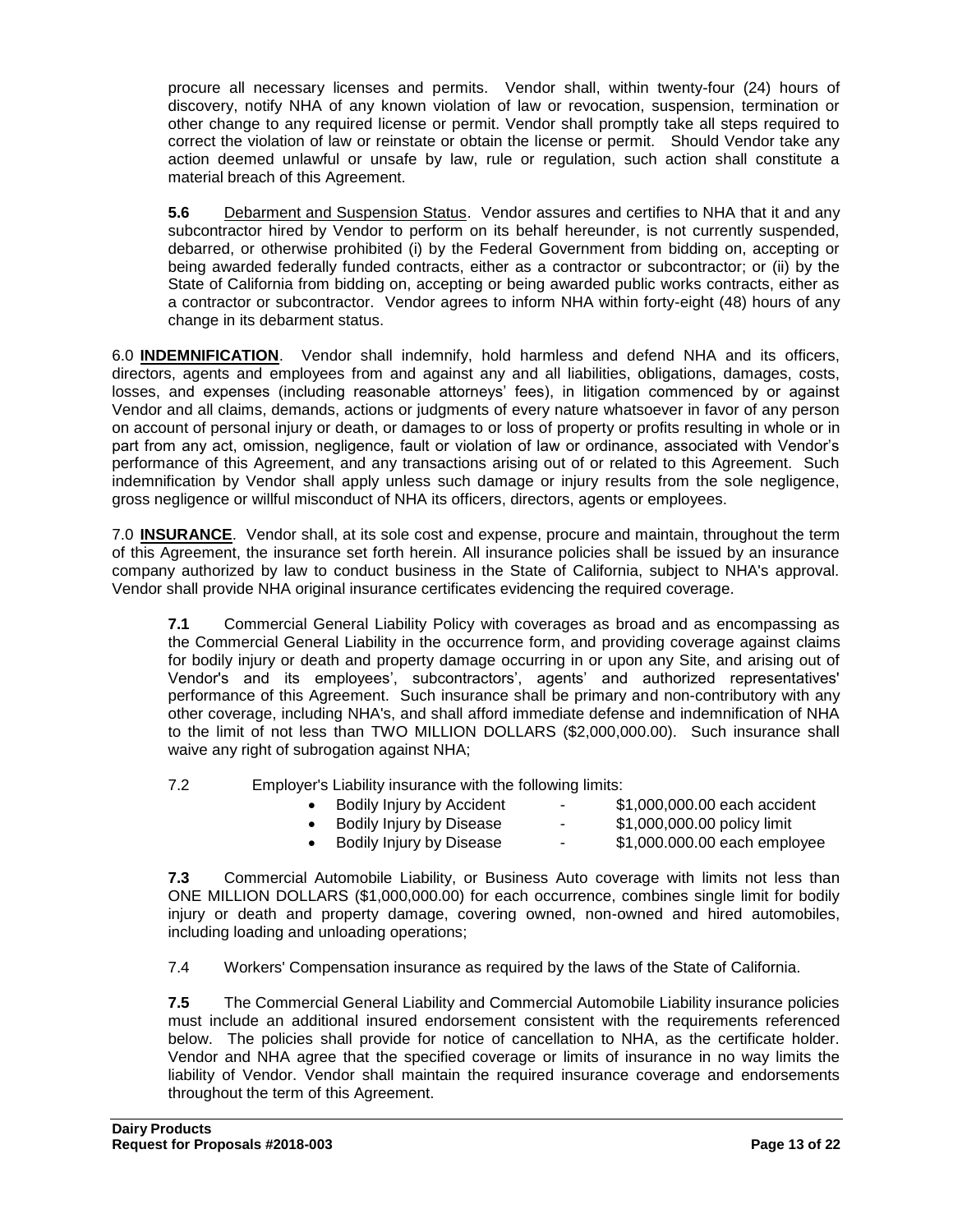procure all necessary licenses and permits. Vendor shall, within twenty-four (24) hours of discovery, notify NHA of any known violation of law or revocation, suspension, termination or other change to any required license or permit. Vendor shall promptly take all steps required to correct the violation of law or reinstate or obtain the license or permit. Should Vendor take any action deemed unlawful or unsafe by law, rule or regulation, such action shall constitute a material breach of this Agreement.

**5.6** Debarment and Suspension Status. Vendor assures and certifies to NHA that it and any subcontractor hired by Vendor to perform on its behalf hereunder, is not currently suspended, debarred, or otherwise prohibited (i) by the Federal Government from bidding on, accepting or being awarded federally funded contracts, either as a contractor or subcontractor; or (ii) by the State of California from bidding on, accepting or being awarded public works contracts, either as a contractor or subcontractor. Vendor agrees to inform NHA within forty-eight (48) hours of any change in its debarment status.

6.0 **INDEMNIFICATION**. Vendor shall indemnify, hold harmless and defend NHA and its officers, directors, agents and employees from and against any and all liabilities, obligations, damages, costs, losses, and expenses (including reasonable attorneys' fees), in litigation commenced by or against Vendor and all claims, demands, actions or judgments of every nature whatsoever in favor of any person on account of personal injury or death, or damages to or loss of property or profits resulting in whole or in part from any act, omission, negligence, fault or violation of law or ordinance, associated with Vendor's performance of this Agreement, and any transactions arising out of or related to this Agreement. Such indemnification by Vendor shall apply unless such damage or injury results from the sole negligence, gross negligence or willful misconduct of NHA its officers, directors, agents or employees.

7.0 **INSURANCE**. Vendor shall, at its sole cost and expense, procure and maintain, throughout the term of this Agreement, the insurance set forth herein. All insurance policies shall be issued by an insurance company authorized by law to conduct business in the State of California, subject to NHA's approval. Vendor shall provide NHA original insurance certificates evidencing the required coverage.

**7.1** Commercial General Liability Policy with coverages as broad and as encompassing as the Commercial General Liability in the occurrence form, and providing coverage against claims for bodily injury or death and property damage occurring in or upon any Site, and arising out of Vendor's and its employees', subcontractors', agents' and authorized representatives' performance of this Agreement. Such insurance shall be primary and non-contributory with any other coverage, including NHA's, and shall afford immediate defense and indemnification of NHA to the limit of not less than TWO MILLION DOLLARS ($2,000,000.00). Such insurance shall waive any right of subrogation against NHA;

7.2 Employer's Liability insurance with the following limits:

- Bodily Injury by Accident - $1,000,000.00 each accident
- Bodily Injury by Disease - $1,000,000.00 policy limit
- Bodily Injury by Disease - $1,000.000.00 each employee

**7.3** Commercial Automobile Liability, or Business Auto coverage with limits not less than ONE MILLION DOLLARS ($1,000,000.00) for each occurrence, combines single limit for bodily injury or death and property damage, covering owned, non-owned and hired automobiles, including loading and unloading operations;

7.4 Workers' Compensation insurance as required by the laws of the State of California.

**7.5** The Commercial General Liability and Commercial Automobile Liability insurance policies must include an additional insured endorsement consistent with the requirements referenced below. The policies shall provide for notice of cancellation to NHA, as the certificate holder. Vendor and NHA agree that the specified coverage or limits of insurance in no way limits the liability of Vendor. Vendor shall maintain the required insurance coverage and endorsements throughout the term of this Agreement.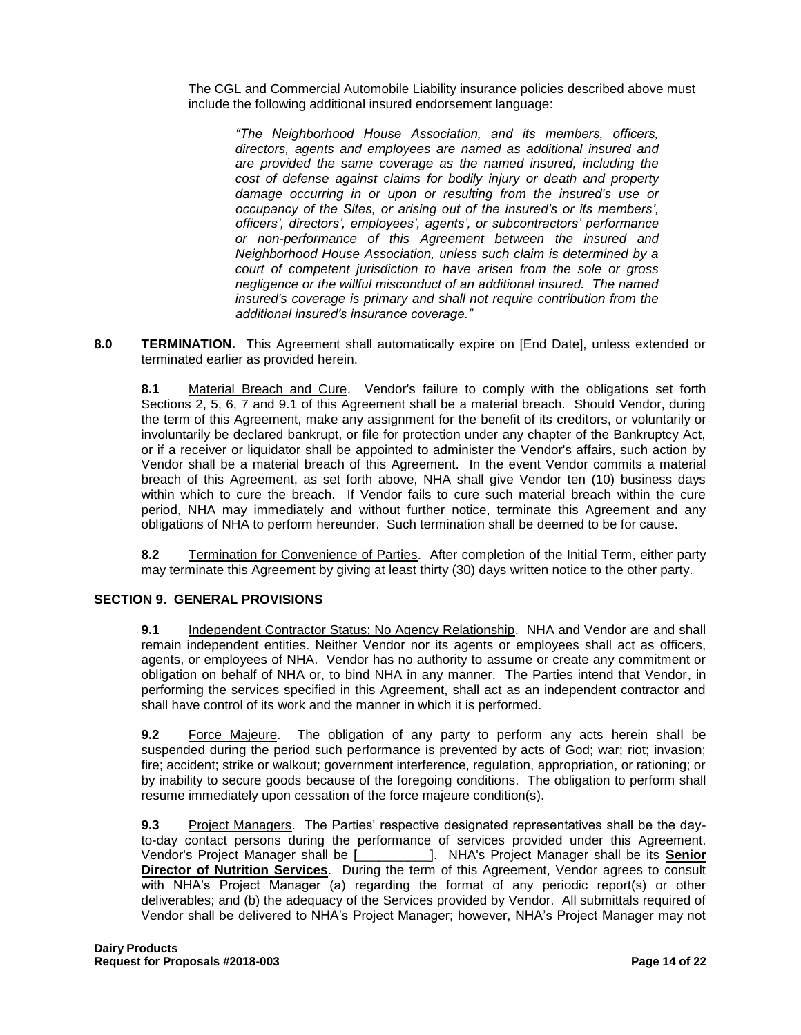The CGL and Commercial Automobile Liability insurance policies described above must include the following additional insured endorsement language:

> *"The Neighborhood House Association, and its members, officers, directors, agents and employees are named as additional insured and are provided the same coverage as the named insured, including the cost of defense against claims for bodily injury or death and property damage occurring in or upon or resulting from the insured's use or occupancy of the Sites, or arising out of the insured's or its members', officers', directors', employees', agents', or subcontractors' performance or non-performance of this Agreement between the insured and Neighborhood House Association, unless such claim is determined by a court of competent jurisdiction to have arisen from the sole or gross negligence or the willful misconduct of an additional insured. The named insured's coverage is primary and shall not require contribution from the additional insured's insurance coverage."*

**8.0 TERMINATION.** This Agreement shall automatically expire on [End Date], unless extended or terminated earlier as provided herein.

**8.1** Material Breach and Cure. Vendor's failure to comply with the obligations set forth Sections 2, 5, 6, 7 and 9.1 of this Agreement shall be a material breach. Should Vendor, during the term of this Agreement, make any assignment for the benefit of its creditors, or voluntarily or involuntarily be declared bankrupt, or file for protection under any chapter of the Bankruptcy Act, or if a receiver or liquidator shall be appointed to administer the Vendor's affairs, such action by Vendor shall be a material breach of this Agreement. In the event Vendor commits a material breach of this Agreement, as set forth above, NHA shall give Vendor ten (10) business days within which to cure the breach. If Vendor fails to cure such material breach within the cure period, NHA may immediately and without further notice, terminate this Agreement and any obligations of NHA to perform hereunder. Such termination shall be deemed to be for cause.

**8.2** Termination for Convenience of Parties. After completion of the Initial Term, either party may terminate this Agreement by giving at least thirty (30) days written notice to the other party.

## SECTION 9. GENERAL PROVISIONS

**9.1** Independent Contractor Status; No Agency Relationship. NHA and Vendor are and shall remain independent entities. Neither Vendor nor its agents or employees shall act as officers, agents, or employees of NHA. Vendor has no authority to assume or create any commitment or obligation on behalf of NHA or, to bind NHA in any manner. The Parties intend that Vendor, in performing the services specified in this Agreement, shall act as an independent contractor and shall have control of its work and the manner in which it is performed.

**9.2** Force Majeure. The obligation of any party to perform any acts herein shall be suspended during the period such performance is prevented by acts of God; war; riot; invasion; fire; accident; strike or walkout; government interference, regulation, appropriation, or rationing; or by inability to secure goods because of the foregoing conditions. The obligation to perform shall resume immediately upon cessation of the force majeure condition(s).

**9.3** Project Managers. The Parties' respective designated representatives shall be the day-to-day contact persons during the performance of services provided under this Agreement. Vendor's Project Manager shall be [__________]. NHA's Project Manager shall be its **Senior Director of Nutrition Services**. During the term of this Agreement, Vendor agrees to consult with NHA's Project Manager (a) regarding the format of any periodic report(s) or other deliverables; and (b) the adequacy of the Services provided by Vendor. All submittals required of Vendor shall be delivered to NHA's Project Manager; however, NHA's Project Manager may not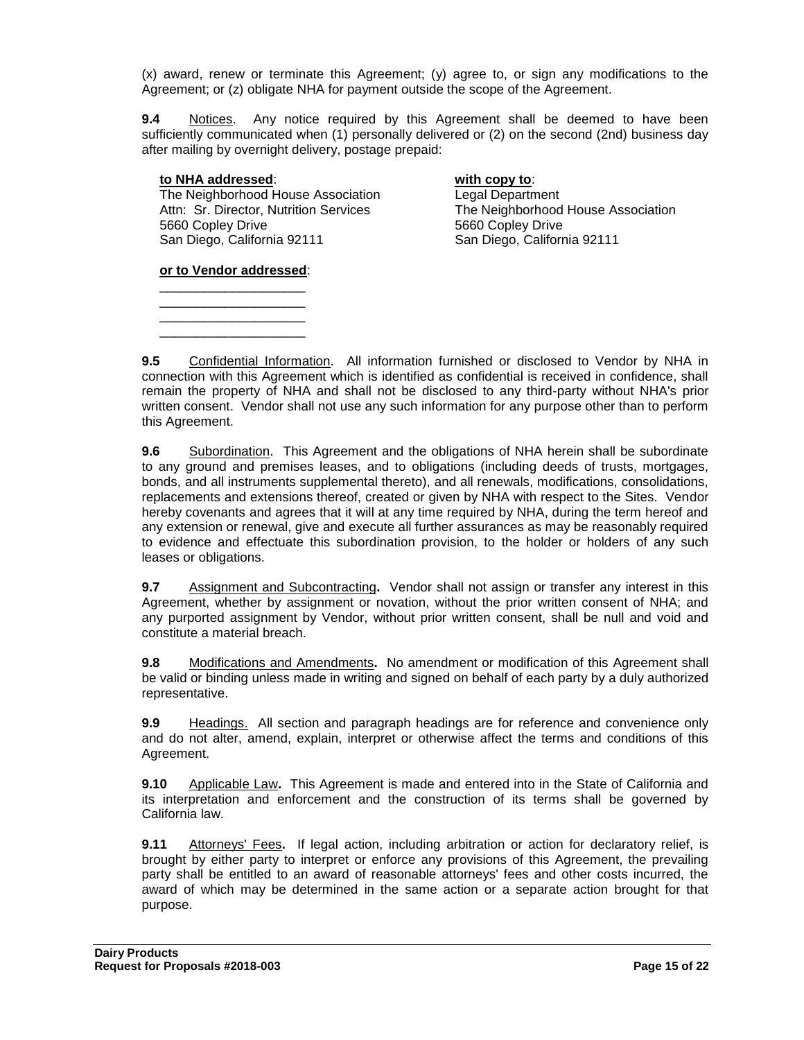(x) award, renew or terminate this Agreement; (y) agree to, or sign any modifications to the Agreement; or (z) obligate NHA for payment outside the scope of the Agreement.

**9.4** Notices. Any notice required by this Agreement shall be deemed to have been sufficiently communicated when (1) personally delivered or (2) on the second (2nd) business day after mailing by overnight delivery, postage prepaid:

**to NHA addressed**:
The Neighborhood House Association
Attn: Sr. Director, Nutrition Services
5660 Copley Drive
San Diego, California 92111

**with copy to**:
Legal Department
The Neighborhood House Association
5660 Copley Drive
San Diego, California 92111

**or to Vendor addressed**:

\_\_\_\_\_\_\_\_\_\_\_\_\_\_\_\_\_\_\_\_
\_\_\_\_\_\_\_\_\_\_\_\_\_\_\_\_\_\_\_\_
\_\_\_\_\_\_\_\_\_\_\_\_\_\_\_\_\_\_\_\_
\_\_\_\_\_\_\_\_\_\_\_\_\_\_\_\_\_\_\_\_

**9.5** Confidential Information. All information furnished or disclosed to Vendor by NHA in connection with this Agreement which is identified as confidential is received in confidence, shall remain the property of NHA and shall not be disclosed to any third-party without NHA's prior written consent. Vendor shall not use any such information for any purpose other than to perform this Agreement.

**9.6** Subordination. This Agreement and the obligations of NHA herein shall be subordinate to any ground and premises leases, and to obligations (including deeds of trusts, mortgages, bonds, and all instruments supplemental thereto), and all renewals, modifications, consolidations, replacements and extensions thereof, created or given by NHA with respect to the Sites. Vendor hereby covenants and agrees that it will at any time required by NHA, during the term hereof and any extension or renewal, give and execute all further assurances as may be reasonably required to evidence and effectuate this subordination provision, to the holder or holders of any such leases or obligations.

**9.7** Assignment and Subcontracting**.** Vendor shall not assign or transfer any interest in this Agreement, whether by assignment or novation, without the prior written consent of NHA; and any purported assignment by Vendor, without prior written consent, shall be null and void and constitute a material breach.

**9.8** Modifications and Amendments**.** No amendment or modification of this Agreement shall be valid or binding unless made in writing and signed on behalf of each party by a duly authorized representative.

**9.9** Headings. All section and paragraph headings are for reference and convenience only and do not alter, amend, explain, interpret or otherwise affect the terms and conditions of this Agreement.

**9.10** Applicable Law**.** This Agreement is made and entered into in the State of California and its interpretation and enforcement and the construction of its terms shall be governed by California law.

**9.11** Attorneys' Fees**.** If legal action, including arbitration or action for declaratory relief, is brought by either party to interpret or enforce any provisions of this Agreement, the prevailing party shall be entitled to an award of reasonable attorneys' fees and other costs incurred, the award of which may be determined in the same action or a separate action brought for that purpose.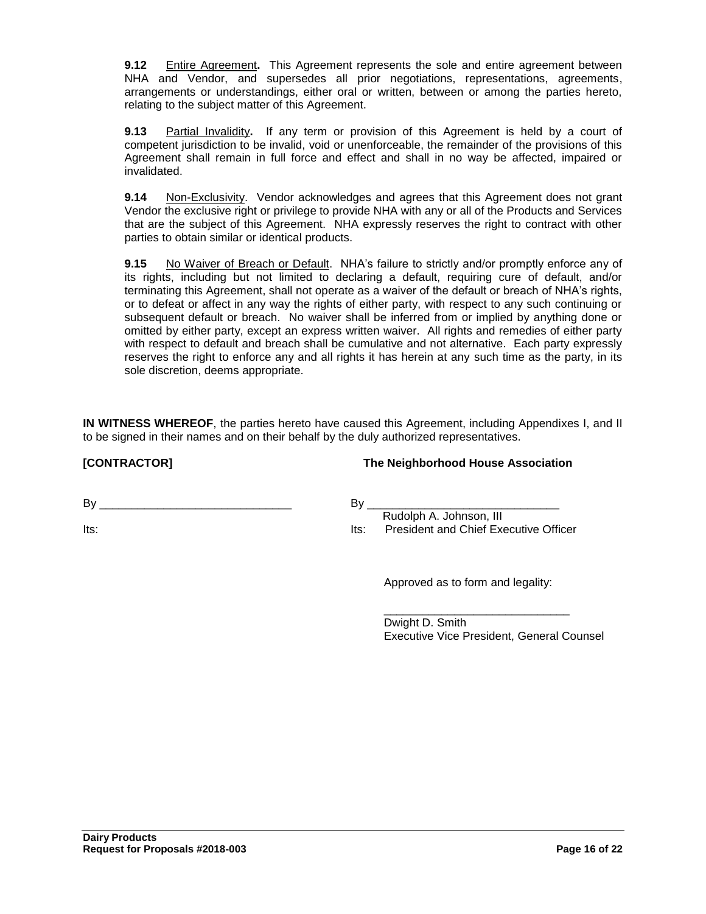**9.12** Entire Agreement**.** This Agreement represents the sole and entire agreement between NHA and Vendor, and supersedes all prior negotiations, representations, agreements, arrangements or understandings, either oral or written, between or among the parties hereto, relating to the subject matter of this Agreement.

**9.13** Partial Invalidity**.** If any term or provision of this Agreement is held by a court of competent jurisdiction to be invalid, void or unenforceable, the remainder of the provisions of this Agreement shall remain in full force and effect and shall in no way be affected, impaired or invalidated.

**9.14** Non-Exclusivity. Vendor acknowledges and agrees that this Agreement does not grant Vendor the exclusive right or privilege to provide NHA with any or all of the Products and Services that are the subject of this Agreement. NHA expressly reserves the right to contract with other parties to obtain similar or identical products.

**9.15** No Waiver of Breach or Default. NHA's failure to strictly and/or promptly enforce any of its rights, including but not limited to declaring a default, requiring cure of default, and/or terminating this Agreement, shall not operate as a waiver of the default or breach of NHA's rights, or to defeat or affect in any way the rights of either party, with respect to any such continuing or subsequent default or breach. No waiver shall be inferred from or implied by anything done or omitted by either party, except an express written waiver. All rights and remedies of either party with respect to default and breach shall be cumulative and not alternative. Each party expressly reserves the right to enforce any and all rights it has herein at any such time as the party, in its sole discretion, deems appropriate.

**IN WITNESS WHEREOF**, the parties hereto have caused this Agreement, including Appendixes I, and II to be signed in their names and on their behalf by the duly authorized representatives.

**[CONTRACTOR]**

By ______________________________

Its:

**The Neighborhood House Association**

By ______________________________
Rudolph A. Johnson, III

Its: President and Chief Executive Officer

Approved as to form and legality:

______________________________
Dwight D. Smith
Executive Vice President, General Counsel

**Dairy Products**
**Request for Proposals #2018-003**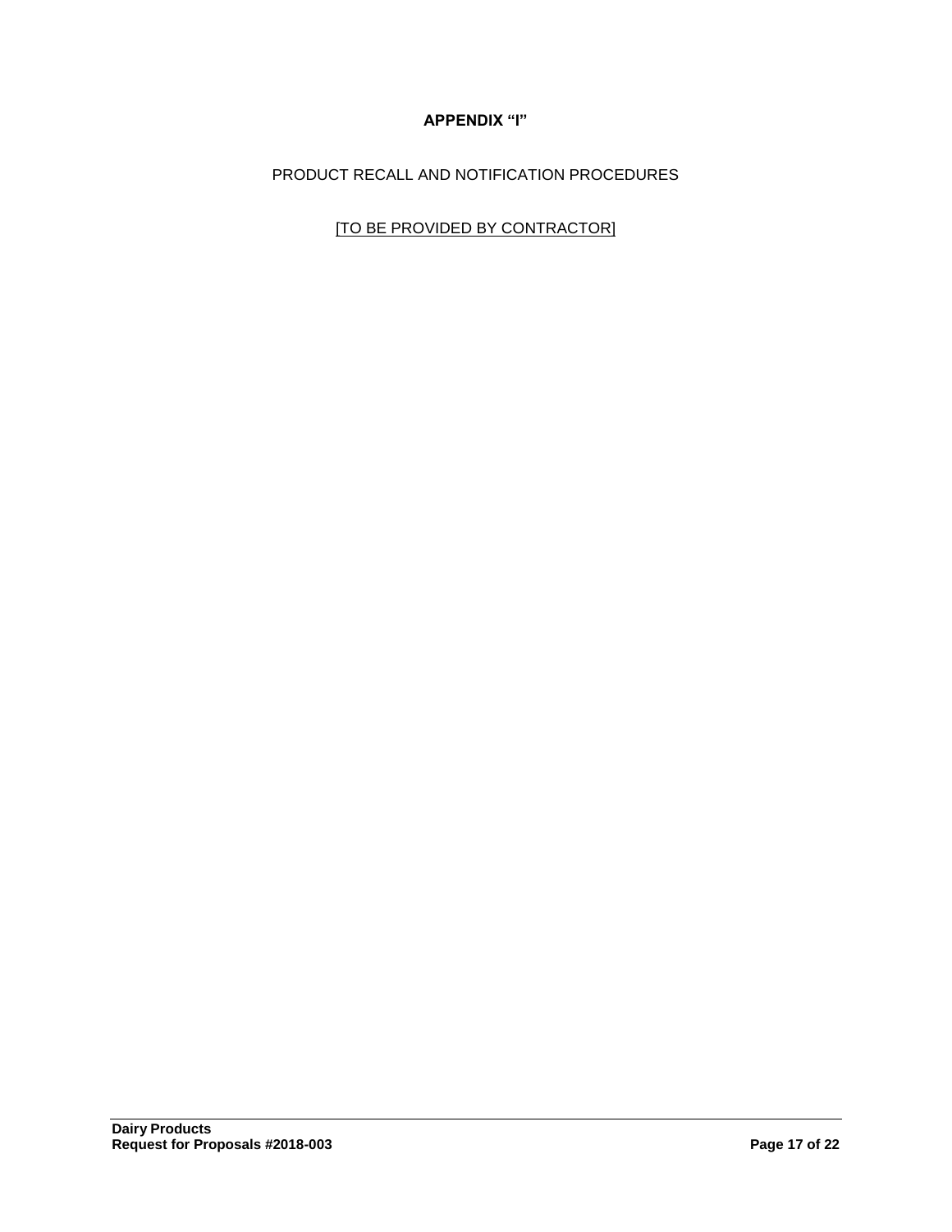# APPENDIX "I"

PRODUCT RECALL AND NOTIFICATION PROCEDURES

[TO BE PROVIDED BY CONTRACTOR]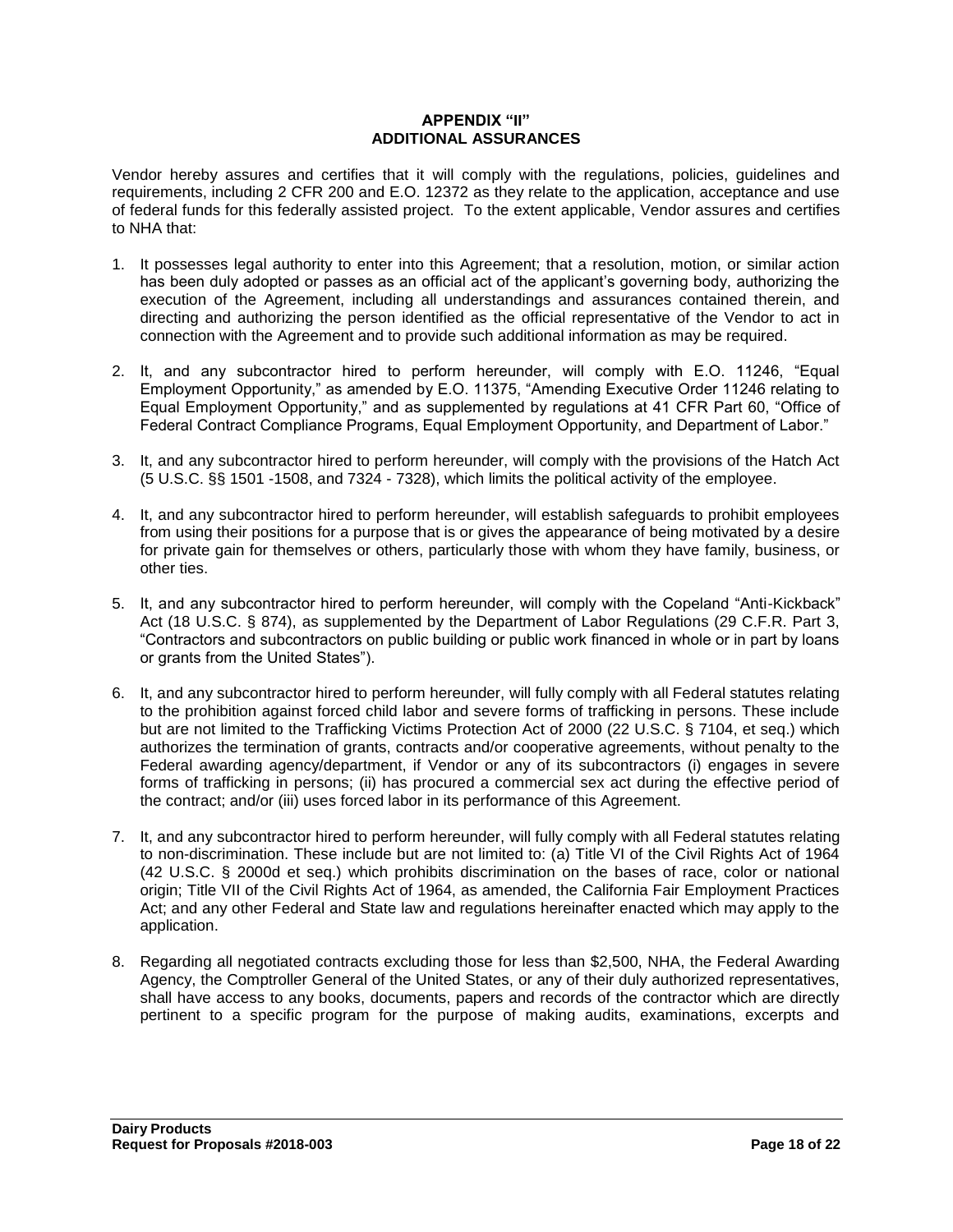**APPENDIX "II"**
**ADDITIONAL ASSURANCES**

Vendor hereby assures and certifies that it will comply with the regulations, policies, guidelines and requirements, including 2 CFR 200 and E.O. 12372 as they relate to the application, acceptance and use of federal funds for this federally assisted project. To the extent applicable, Vendor assures and certifies to NHA that:

1. It possesses legal authority to enter into this Agreement; that a resolution, motion, or similar action has been duly adopted or passes as an official act of the applicant's governing body, authorizing the execution of the Agreement, including all understandings and assurances contained therein, and directing and authorizing the person identified as the official representative of the Vendor to act in connection with the Agreement and to provide such additional information as may be required.

2. It, and any subcontractor hired to perform hereunder, will comply with E.O. 11246, "Equal Employment Opportunity," as amended by E.O. 11375, "Amending Executive Order 11246 relating to Equal Employment Opportunity," and as supplemented by regulations at 41 CFR Part 60, "Office of Federal Contract Compliance Programs, Equal Employment Opportunity, and Department of Labor."

3. It, and any subcontractor hired to perform hereunder, will comply with the provisions of the Hatch Act (5 U.S.C. §§ 1501 -1508, and 7324 - 7328), which limits the political activity of the employee.

4. It, and any subcontractor hired to perform hereunder, will establish safeguards to prohibit employees from using their positions for a purpose that is or gives the appearance of being motivated by a desire for private gain for themselves or others, particularly those with whom they have family, business, or other ties.

5. It, and any subcontractor hired to perform hereunder, will comply with the Copeland "Anti-Kickback" Act (18 U.S.C. § 874), as supplemented by the Department of Labor Regulations (29 C.F.R. Part 3, "Contractors and subcontractors on public building or public work financed in whole or in part by loans or grants from the United States").

6. It, and any subcontractor hired to perform hereunder, will fully comply with all Federal statutes relating to the prohibition against forced child labor and severe forms of trafficking in persons. These include but are not limited to the Trafficking Victims Protection Act of 2000 (22 U.S.C. § 7104, et seq.) which authorizes the termination of grants, contracts and/or cooperative agreements, without penalty to the Federal awarding agency/department, if Vendor or any of its subcontractors (i) engages in severe forms of trafficking in persons; (ii) has procured a commercial sex act during the effective period of the contract; and/or (iii) uses forced labor in its performance of this Agreement.

7. It, and any subcontractor hired to perform hereunder, will fully comply with all Federal statutes relating to non-discrimination. These include but are not limited to: (a) Title VI of the Civil Rights Act of 1964 (42 U.S.C. § 2000d et seq.) which prohibits discrimination on the bases of race, color or national origin; Title VII of the Civil Rights Act of 1964, as amended, the California Fair Employment Practices Act; and any other Federal and State law and regulations hereinafter enacted which may apply to the application.

8. Regarding all negotiated contracts excluding those for less than $2,500, NHA, the Federal Awarding Agency, the Comptroller General of the United States, or any of their duly authorized representatives, shall have access to any books, documents, papers and records of the contractor which are directly pertinent to a specific program for the purpose of making audits, examinations, excerpts and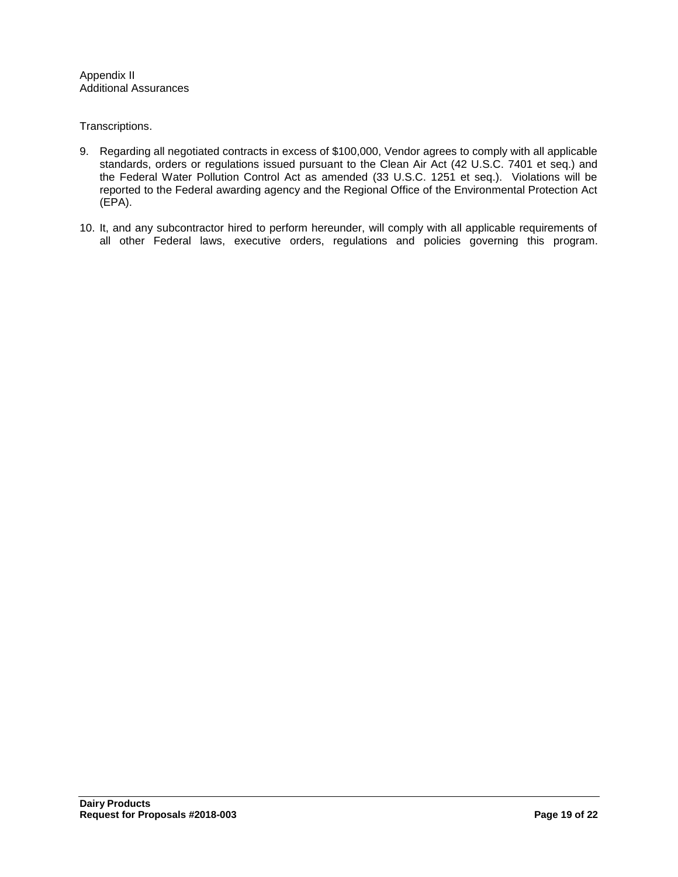Appendix II
Additional Assurances

Transcriptions.

9. Regarding all negotiated contracts in excess of $100,000, Vendor agrees to comply with all applicable standards, orders or regulations issued pursuant to the Clean Air Act (42 U.S.C. 7401 et seq.) and the Federal Water Pollution Control Act as amended (33 U.S.C. 1251 et seq.). Violations will be reported to the Federal awarding agency and the Regional Office of the Environmental Protection Act (EPA).

10. It, and any subcontractor hired to perform hereunder, will comply with all applicable requirements of all other Federal laws, executive orders, regulations and policies governing this program.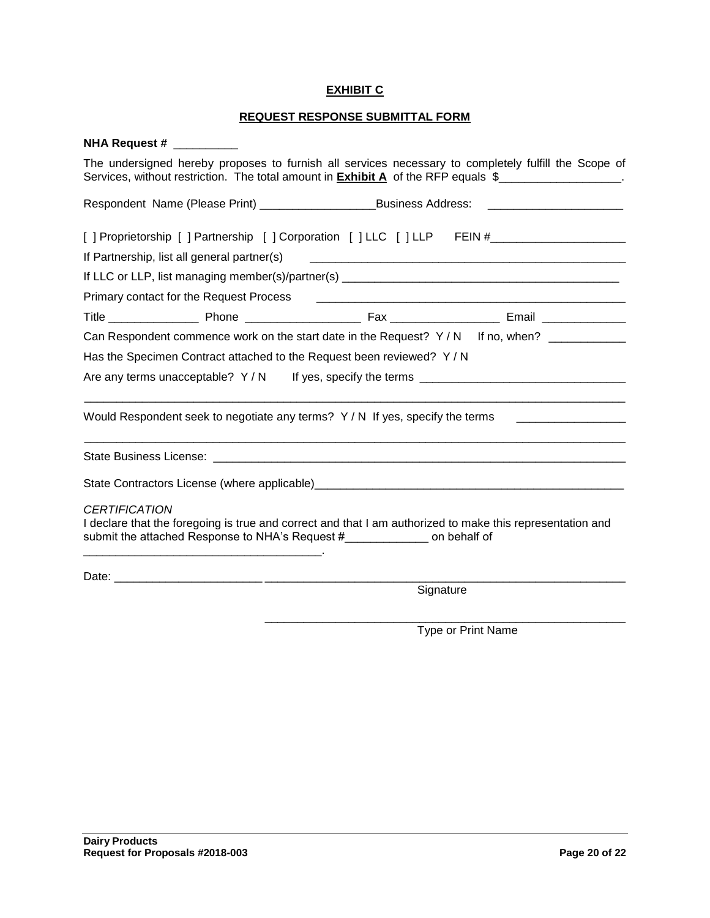## EXHIBIT C

## REQUEST RESPONSE SUBMITTAL FORM

**NHA Request #** __________

The undersigned hereby proposes to furnish all services necessary to completely fulfill the Scope of Services, without restriction. The total amount in **Exhibit A** of the RFP equals $___________________.

Respondent Name (Please Print) __________________ Business Address: _____________________

[ ] Proprietorship [ ] Partnership [ ] Corporation [ ] LLC [ ] LLP FEIN #_____________________

If Partnership, list all general partner(s) _________________________________________________

If LLC or LLP, list managing member(s)/partner(s) ___________________________________________

Primary contact for the Request Process _________________________________________________

Title ______________ Phone __________________ Fax _________________ Email _____________

Can Respondent commence work on the start date in the Request? Y / N If no, when? ____________

Has the Specimen Contract attached to the Request been reviewed? Y / N

Are any terms unacceptable? Y / N If yes, specify the terms _______________________________

_____________________________________________________________________________________

Would Respondent seek to negotiate any terms? Y / N If yes, specify the terms _________________

_____________________________________________________________________________________

State Business License: _____________________________________________________________

State Contractors License (where applicable)_____________________________________________

*CERTIFICATION*

I declare that the foregoing is true and correct and that I am authorized to make this representation and submit the attached Response to NHA's Request #_____________ on behalf of _____________________________________.

Date: _______________________ ___________________________________________________________

Signature

___________________________________________________________

Type or Print Name

**Dairy Products**
**Request for Proposals #2018-003**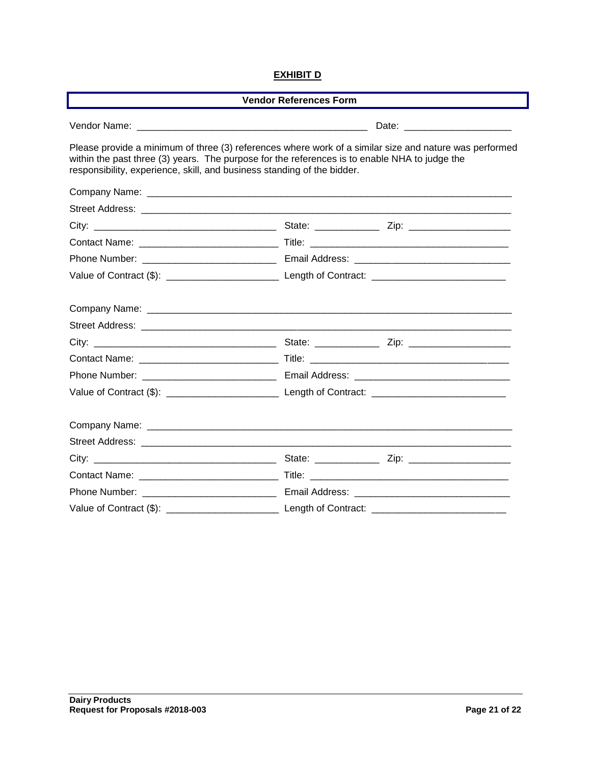**EXHIBIT D**

**Vendor References Form**

Vendor Name: ___________________________________________ Date: ____________________

Please provide a minimum of three (3) references where work of a similar size and nature was performed within the past three (3) years. The purpose for the references is to enable NHA to judge the responsibility, experience, skill, and business standing of the bidder.

Company Name: ______________________________________________________________________

Street Address: ______________________________________________________________________

City: __________________________________ State: ____________ Zip: ___________________

Contact Name: _________________________ Title: _____________________________________

Phone Number: ________________________ Email Address: _____________________________

Value of Contract ($): _____________________ Length of Contract: _________________________

Company Name: ______________________________________________________________________

Street Address: ______________________________________________________________________

City: __________________________________ State: ____________ Zip: ___________________

Contact Name: _________________________ Title: _____________________________________

Phone Number: ________________________ Email Address: _____________________________

Value of Contract ($): _____________________ Length of Contract: _________________________

Company Name: ______________________________________________________________________

Street Address: ______________________________________________________________________

City: __________________________________ State: ____________ Zip: ___________________

Contact Name: _________________________ Title: _____________________________________

Phone Number: ________________________ Email Address: _____________________________

Value of Contract ($): _____________________ Length of Contract: _________________________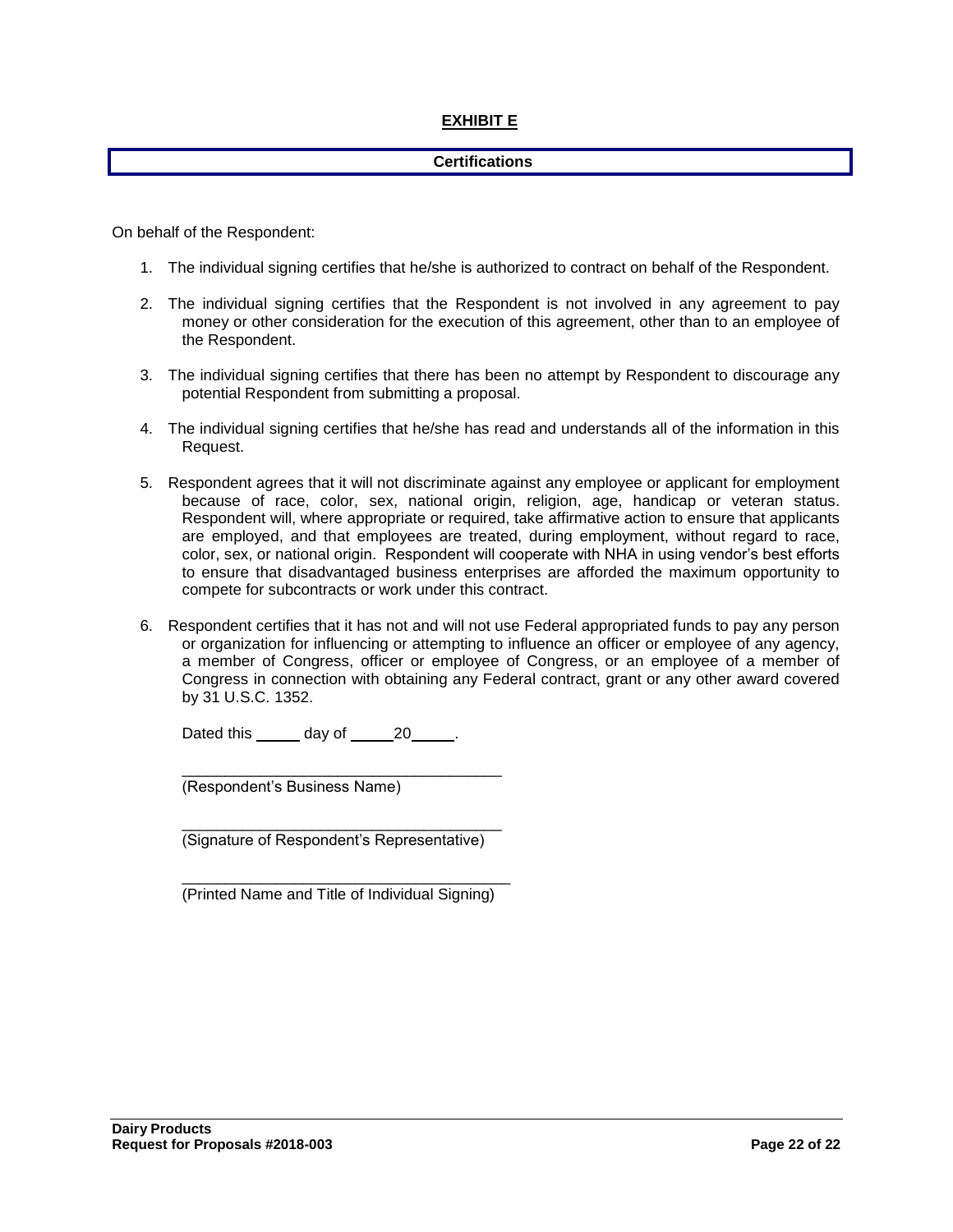# **EXHIBIT E**

## **Certifications**

On behalf of the Respondent:

1. The individual signing certifies that he/she is authorized to contract on behalf of the Respondent.

2. The individual signing certifies that the Respondent is not involved in any agreement to pay money or other consideration for the execution of this agreement, other than to an employee of the Respondent.

3. The individual signing certifies that there has been no attempt by Respondent to discourage any potential Respondent from submitting a proposal.

4. The individual signing certifies that he/she has read and understands all of the information in this Request.

5. Respondent agrees that it will not discriminate against any employee or applicant for employment because of race, color, sex, national origin, religion, age, handicap or veteran status. Respondent will, where appropriate or required, take affirmative action to ensure that applicants are employed, and that employees are treated, during employment, without regard to race, color, sex, or national origin. Respondent will cooperate with NHA in using vendor's best efforts to ensure that disadvantaged business enterprises are afforded the maximum opportunity to compete for subcontracts or work under this contract.

6. Respondent certifies that it has not and will not use Federal appropriated funds to pay any person or organization for influencing or attempting to influence an officer or employee of any agency, a member of Congress, officer or employee of Congress, or an employee of a member of Congress in connection with obtaining any Federal contract, grant or any other award covered by 31 U.S.C. 1352.

   Dated this _____ day of _____20_____.

   ______________________________________
   (Respondent's Business Name)

   ______________________________________
   (Signature of Respondent's Representative)

   ______________________________________
   (Printed Name and Title of Individual Signing)